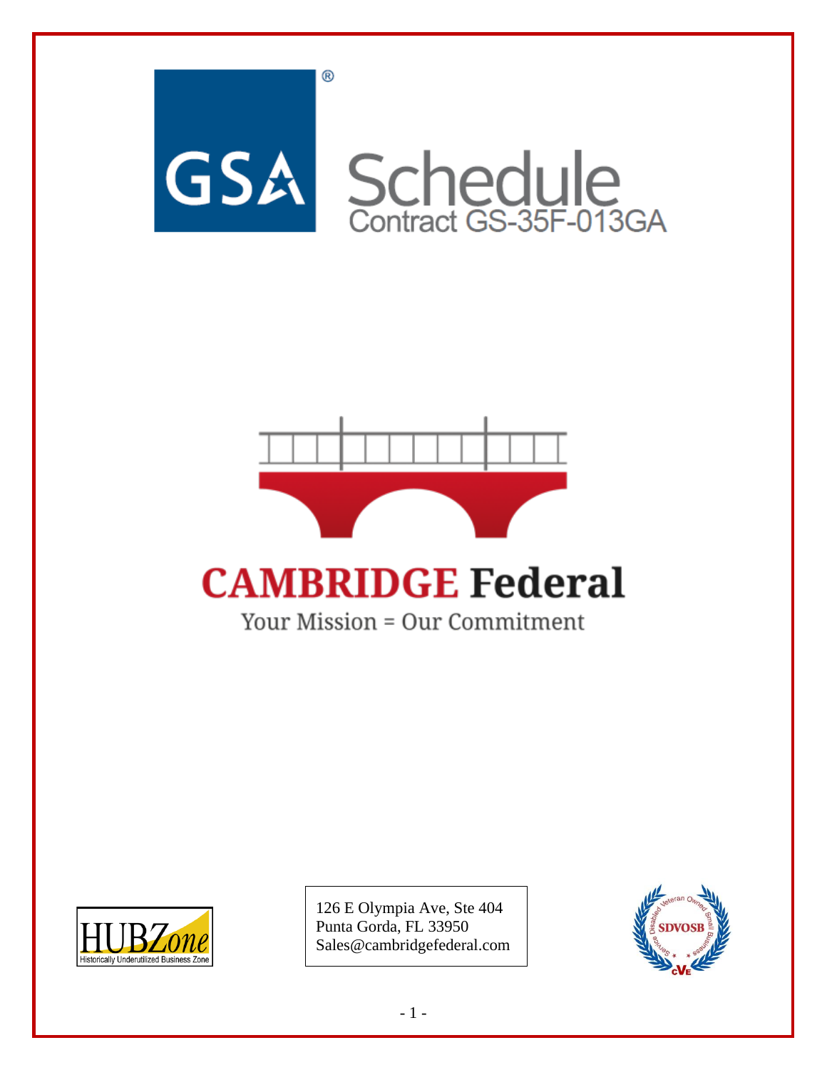# GSA® Schedule

Contract GS-35F-013GA

# CAMBRIDGE Federal

Your Mission = Our Commitment

HUBZone — Historically Underutilized Business Zone

126 E Olympia Ave, Ste 404
Punta Gorda, FL 33950
Sales@cambridgefederal.com

Service Disabled Veteran Owned Small Business — SDVOSB — CVE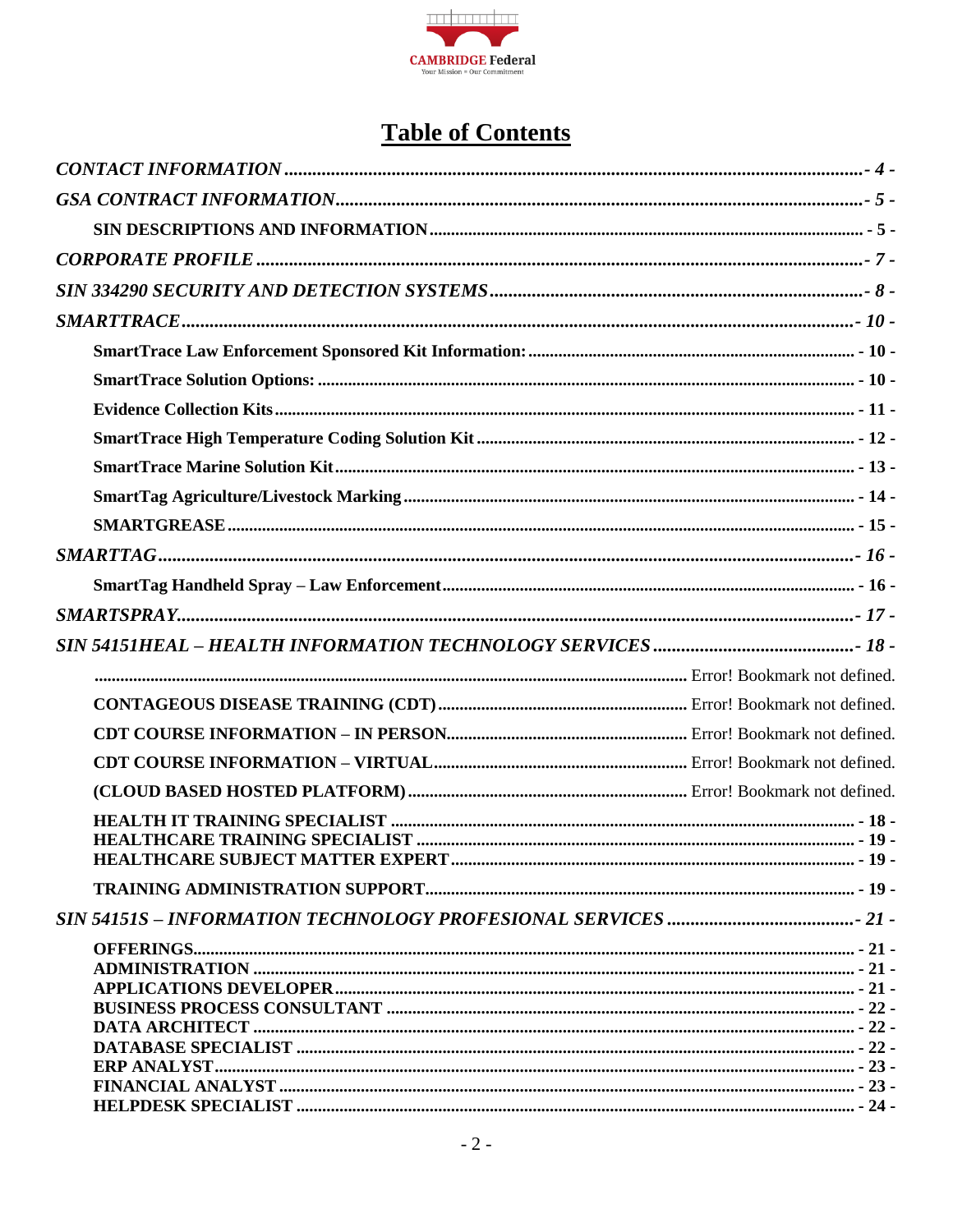# Table of Contents

*CONTACT INFORMATION* ........ *- 4 -*

*GSA CONTRACT INFORMATION* ........ *- 5 -*

**SIN DESCRIPTIONS AND INFORMATION** ........ - 5 -

*CORPORATE PROFILE* ........ *- 7 -*

*SIN 334290 SECURITY AND DETECTION SYSTEMS* ........ *- 8 -*

*SMARTTRACE* ........ *- 10 -*

**SmartTrace Law Enforcement Sponsored Kit Information:** ........ - 10 -

**SmartTrace Solution Options:** ........ - 10 -

**Evidence Collection Kits** ........ - 11 -

**SmartTrace High Temperature Coding Solution Kit** ........ - 12 -

**SmartTrace Marine Solution Kit** ........ - 13 -

**SmartTag Agriculture/Livestock Marking** ........ - 14 -

**SMARTGREASE** ........ - 15 -

*SMARTTAG* ........ *- 16 -*

**SmartTag Handheld Spray – Law Enforcement** ........ - 16 -

*SMARTSPRAY* ........ *- 17 -*

*SIN 54151HEAL – HEALTH INFORMATION TECHNOLOGY SERVICES* ........ *- 18 -*

........ Error! Bookmark not defined.

**CONTAGEOUS DISEASE TRAINING (CDT)** ........ Error! Bookmark not defined.

**CDT COURSE INFORMATION – IN PERSON** ........ Error! Bookmark not defined.

**CDT COURSE INFORMATION – VIRTUAL** ........ Error! Bookmark not defined.

**(CLOUD BASED HOSTED PLATFORM)** ........ Error! Bookmark not defined.

**HEALTH IT TRAINING SPECIALIST** ........ - 18 -
**HEALTHCARE TRAINING SPECIALIST** ........ - 19 -
**HEALTHCARE SUBJECT MATTER EXPERT** ........ - 19 -

**TRAINING ADMINISTRATION SUPPORT** ........ - 19 -

*SIN 54151S – INFORMATION TECHNOLOGY PROFESIONAL SERVICES* ........ *- 21 -*

**OFFERINGS** ........ - 21 -
**ADMINISTRATION** ........ - 21 -
**APPLICATIONS DEVELOPER** ........ - 21 -
**BUSINESS PROCESS CONSULTANT** ........ - 22 -
**DATA ARCHITECT** ........ - 22 -
**DATABASE SPECIALIST** ........ - 22 -
**ERP ANALYST** ........ - 23 -
**FINANCIAL ANALYST** ........ - 23 -
**HELPDESK SPECIALIST** ........ - 24 -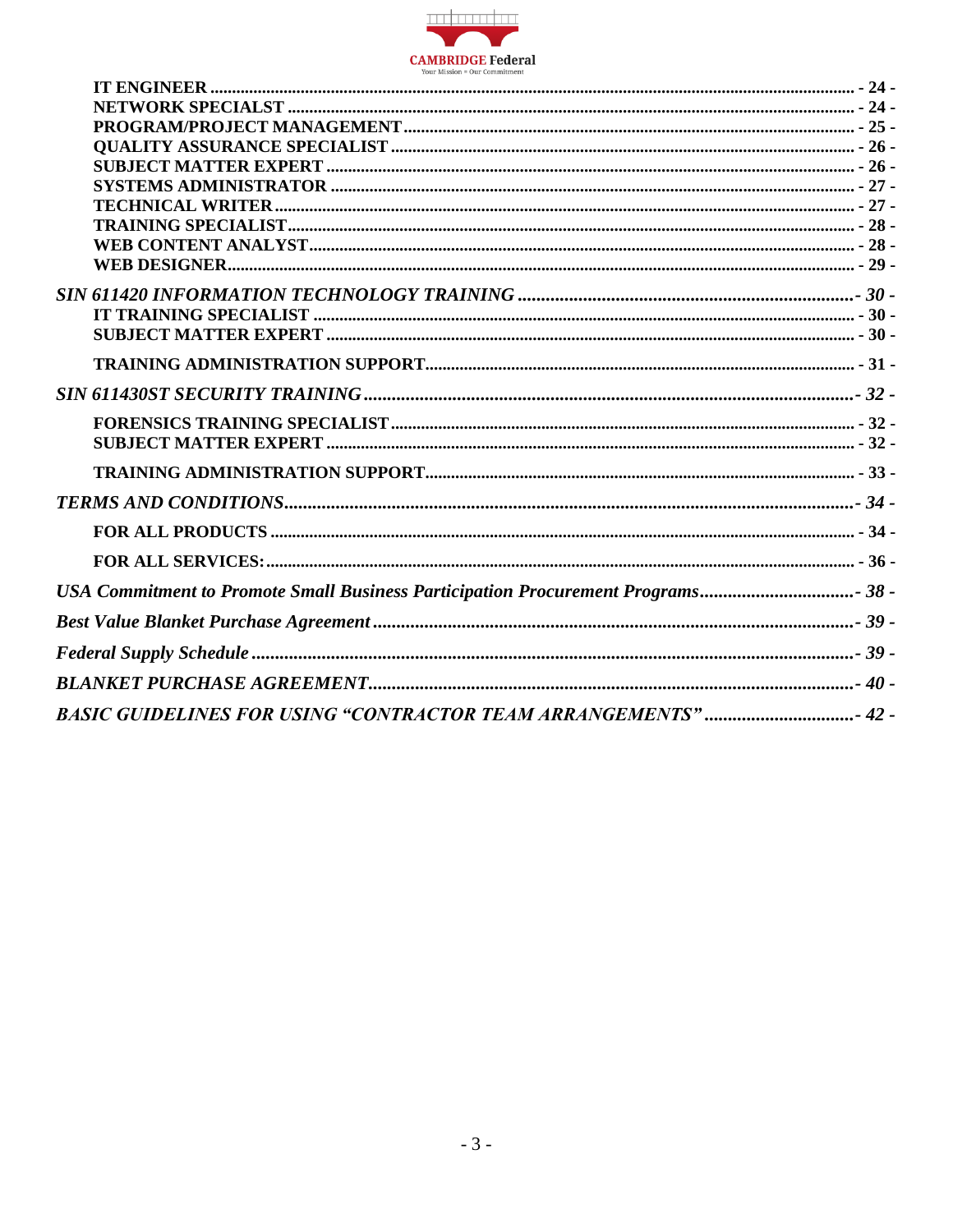**IT ENGINEER** .................................................................................................. - 24 -
**NETWORK SPECIALST** .................................................................................................. - 24 -
**PROGRAM/PROJECT MANAGEMENT** .................................................................................................. - 25 -
**QUALITY ASSURANCE SPECIALIST** .................................................................................................. - 26 -
**SUBJECT MATTER EXPERT** .................................................................................................. - 26 -
**SYSTEMS ADMINISTRATOR** .................................................................................................. - 27 -
**TECHNICAL WRITER** .................................................................................................. - 27 -
**TRAINING SPECIALIST** .................................................................................................. - 28 -
**WEB CONTENT ANALYST** .................................................................................................. - 28 -
**WEB DESIGNER** .................................................................................................. - 29 -

***SIN 611420 INFORMATION TECHNOLOGY TRAINING*** .................................................................................................. *- 30 -*
**IT TRAINING SPECIALIST** .................................................................................................. - 30 -
**SUBJECT MATTER EXPERT** .................................................................................................. - 30 -

**TRAINING ADMINISTRATION SUPPORT** .................................................................................................. - 31 -

***SIN 611430ST SECURITY TRAINING*** .................................................................................................. *- 32 -*

**FORENSICS TRAINING SPECIALIST** .................................................................................................. - 32 -
**SUBJECT MATTER EXPERT** .................................................................................................. - 32 -

**TRAINING ADMINISTRATION SUPPORT** .................................................................................................. - 33 -

***TERMS AND CONDITIONS*** .................................................................................................. *- 34 -*

**FOR ALL PRODUCTS** .................................................................................................. - 34 -

**FOR ALL SERVICES:** .................................................................................................. - 36 -

***USA Commitment to Promote Small Business Participation Procurement Programs*** .................................................................................................. *- 38 -*

***Best Value Blanket Purchase Agreement*** .................................................................................................. *- 39 -*

***Federal Supply Schedule*** .................................................................................................. *- 39 -*

***BLANKET PURCHASE AGREEMENT*** .................................................................................................. *- 40 -*

***BASIC GUIDELINES FOR USING "CONTRACTOR TEAM ARRANGEMENTS"*** .................................................................................................. *- 42 -*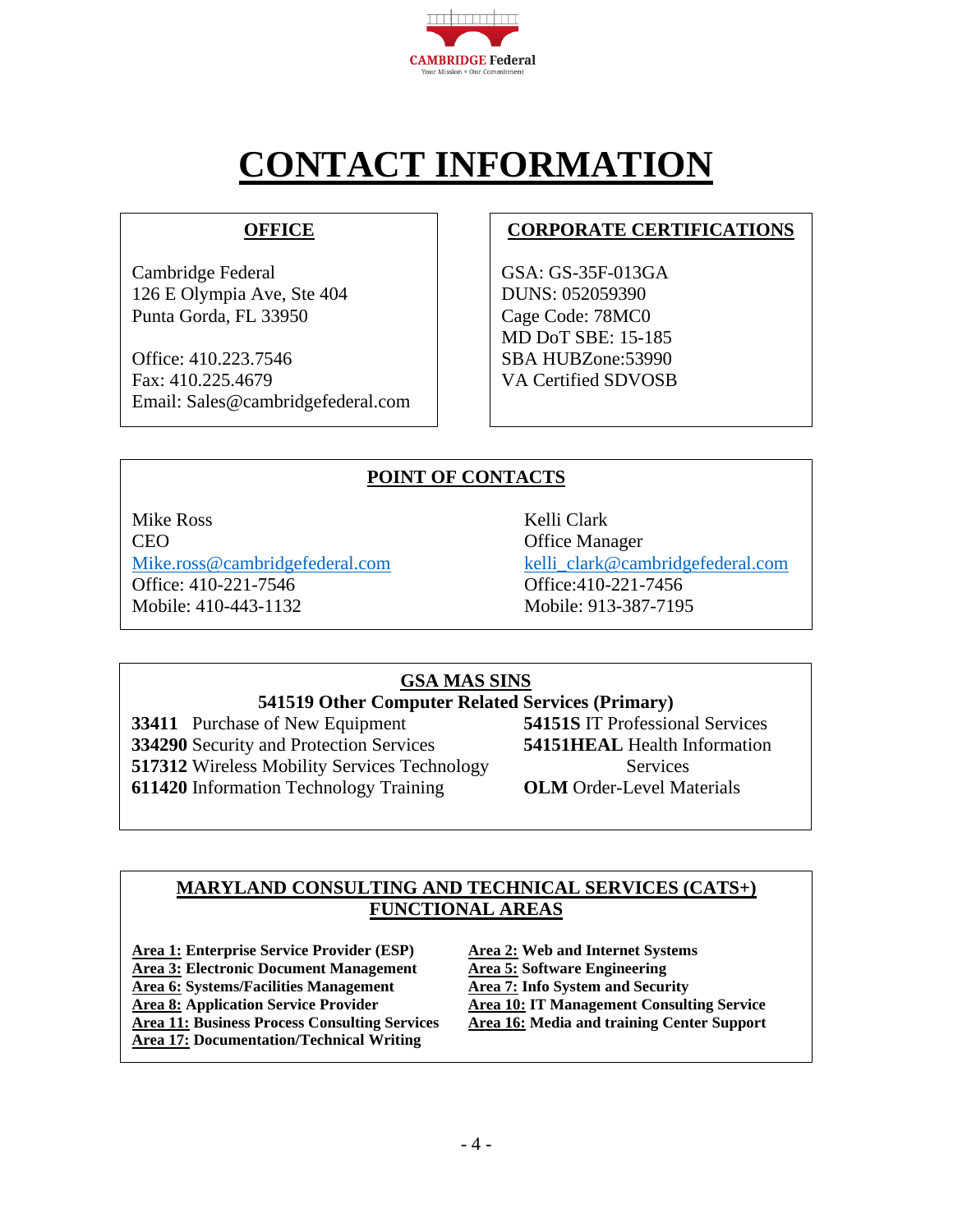CAMBRIDGE Federal
Your Mission = Our Commitment

# CONTACT INFORMATION

## OFFICE

Cambridge Federal
126 E Olympia Ave, Ste 404
Punta Gorda, FL 33950

Office: 410.223.7546
Fax: 410.225.4679
Email: Sales@cambridgefederal.com

## CORPORATE CERTIFICATIONS

GSA: GS-35F-013GA
DUNS: 052059390
Cage Code: 78MC0
MD DoT SBE: 15-185
SBA HUBZone:53990
VA Certified SDVOSB

## POINT OF CONTACTS

Mike Ross
CEO
Mike.ross@cambridgefederal.com
Office: 410-221-7546
Mobile: 410-443-1132

Kelli Clark
Office Manager
kelli_clark@cambridgefederal.com
Office:410-221-7456
Mobile: 913-387-7195

## GSA MAS SINS

**541519 Other Computer Related Services (Primary)**

**33411** Purchase of New Equipment
**334290** Security and Protection Services
**517312** Wireless Mobility Services Technology
**611420** Information Technology Training
**54151S** IT Professional Services
**54151HEAL** Health Information Services
**OLM** Order-Level Materials

## MARYLAND CONSULTING AND TECHNICAL SERVICES (CATS+) FUNCTIONAL AREAS

**Area 1: Enterprise Service Provider (ESP)**
**Area 2: Web and Internet Systems**
**Area 3: Electronic Document Management**
**Area 5: Software Engineering**
**Area 6: Systems/Facilities Management**
**Area 7: Info System and Security**
**Area 8: Application Service Provider**
**Area 10: IT Management Consulting Service**
**Area 11: Business Process Consulting Services**
**Area 16: Media and training Center Support**
**Area 17: Documentation/Technical Writing**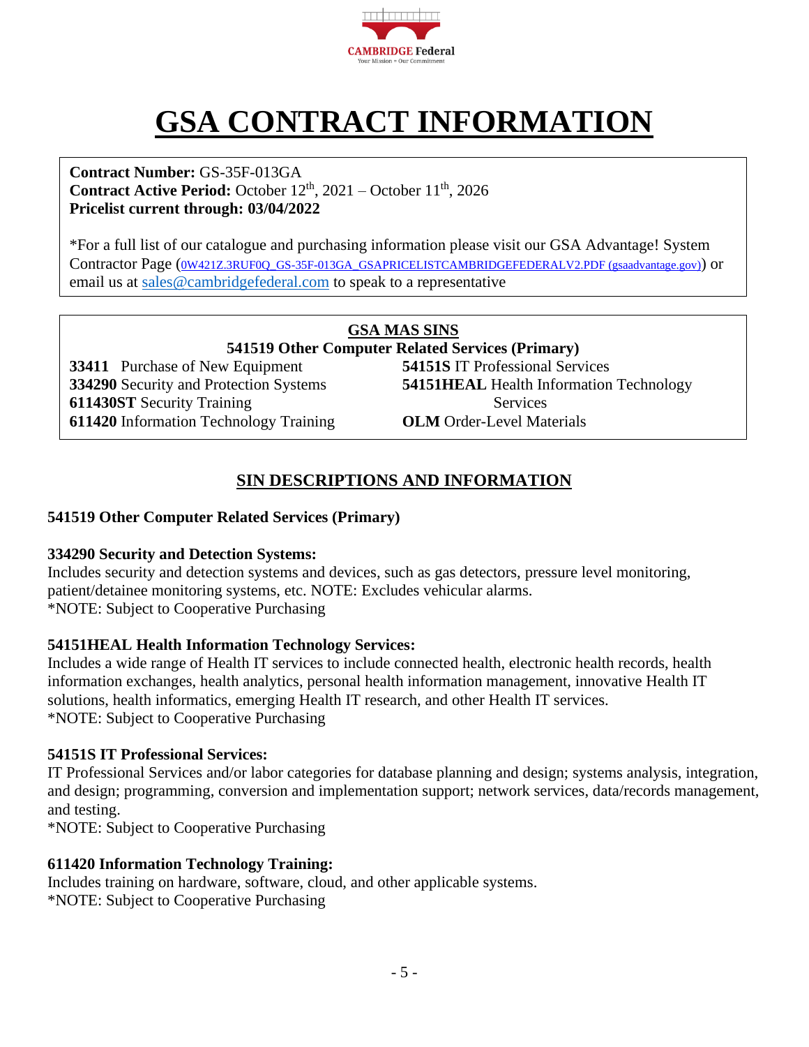# GSA CONTRACT INFORMATION

**Contract Number:** GS-35F-013GA
**Contract Active Period:** October 12th, 2021 – October 11th, 2026
**Pricelist current through: 03/04/2022**

*For a full list of our catalogue and purchasing information please visit our GSA Advantage! System Contractor Page (0W421Z.3RUF0Q_GS-35F-013GA_GSAPRICELISTCAMBRIDGEFEDERALV2.PDF (gsaadvantage.gov)) or email us at sales@cambridgefederal.com to speak to a representative

## GSA MAS SINS

**541519 Other Computer Related Services (Primary)**

- **33411** Purchase of New Equipment
- **334290** Security and Protection Systems
- **611430ST** Security Training
- **611420** Information Technology Training
- **54151S** IT Professional Services
- **54151HEAL** Health Information Technology Services
- **OLM** Order-Level Materials

## SIN DESCRIPTIONS AND INFORMATION

### 541519 Other Computer Related Services (Primary)

### 334290 Security and Detection Systems:

Includes security and detection systems and devices, such as gas detectors, pressure level monitoring, patient/detainee monitoring systems, etc. NOTE: Excludes vehicular alarms.
*NOTE: Subject to Cooperative Purchasing

### 54151HEAL Health Information Technology Services:

Includes a wide range of Health IT services to include connected health, electronic health records, health information exchanges, health analytics, personal health information management, innovative Health IT solutions, health informatics, emerging Health IT research, and other Health IT services.
*NOTE: Subject to Cooperative Purchasing

### 54151S IT Professional Services:

IT Professional Services and/or labor categories for database planning and design; systems analysis, integration, and design; programming, conversion and implementation support; network services, data/records management, and testing.
*NOTE: Subject to Cooperative Purchasing

### 611420 Information Technology Training:

Includes training on hardware, software, cloud, and other applicable systems.
*NOTE: Subject to Cooperative Purchasing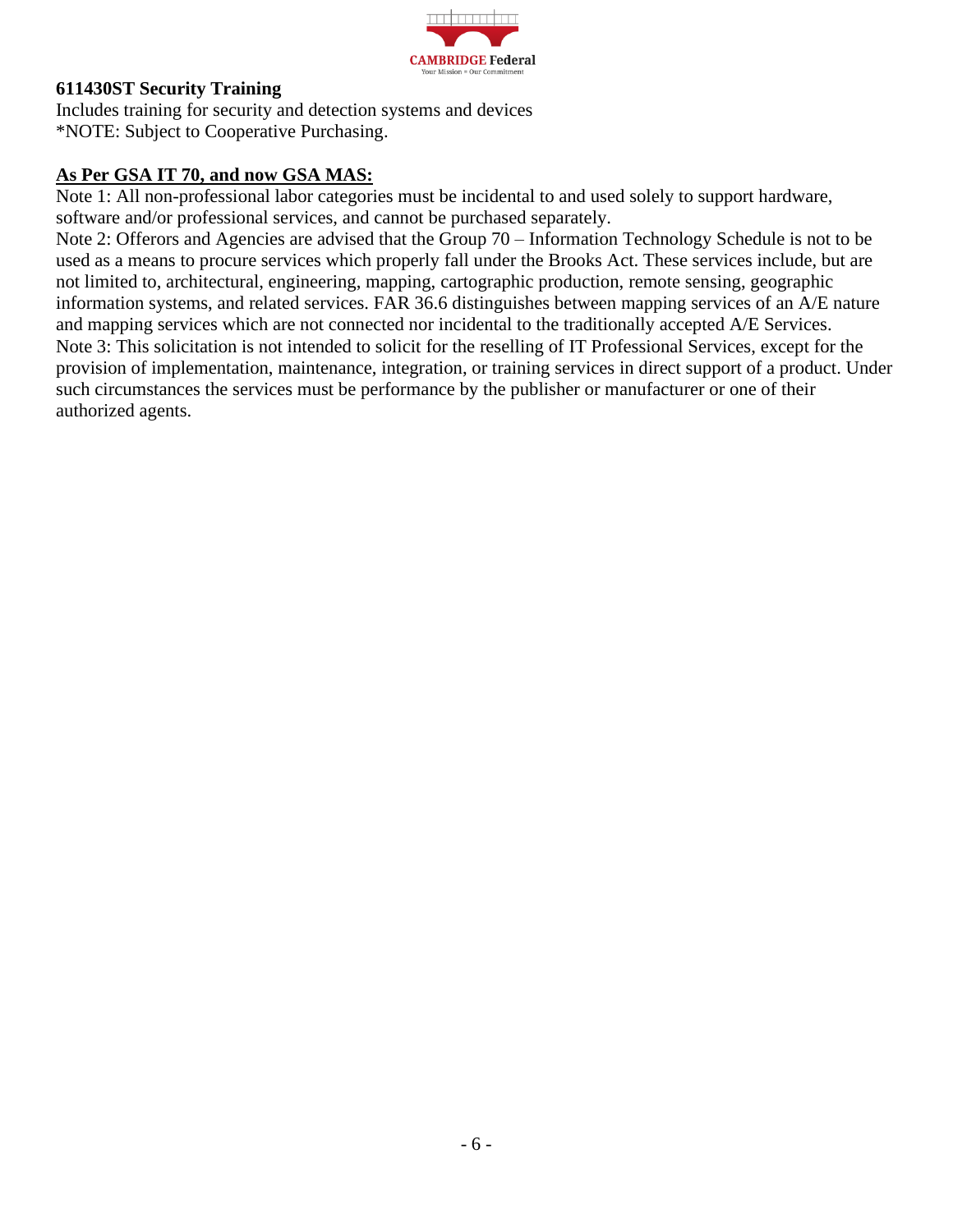**611430ST Security Training**

Includes training for security and detection systems and devices

*NOTE: Subject to Cooperative Purchasing.

**As Per GSA IT 70, and now GSA MAS:**

Note 1: All non-professional labor categories must be incidental to and used solely to support hardware, software and/or professional services, and cannot be purchased separately.

Note 2: Offerors and Agencies are advised that the Group 70 – Information Technology Schedule is not to be used as a means to procure services which properly fall under the Brooks Act. These services include, but are not limited to, architectural, engineering, mapping, cartographic production, remote sensing, geographic information systems, and related services. FAR 36.6 distinguishes between mapping services of an A/E nature and mapping services which are not connected nor incidental to the traditionally accepted A/E Services.

Note 3: This solicitation is not intended to solicit for the reselling of IT Professional Services, except for the provision of implementation, maintenance, integration, or training services in direct support of a product. Under such circumstances the services must be performance by the publisher or manufacturer or one of their authorized agents.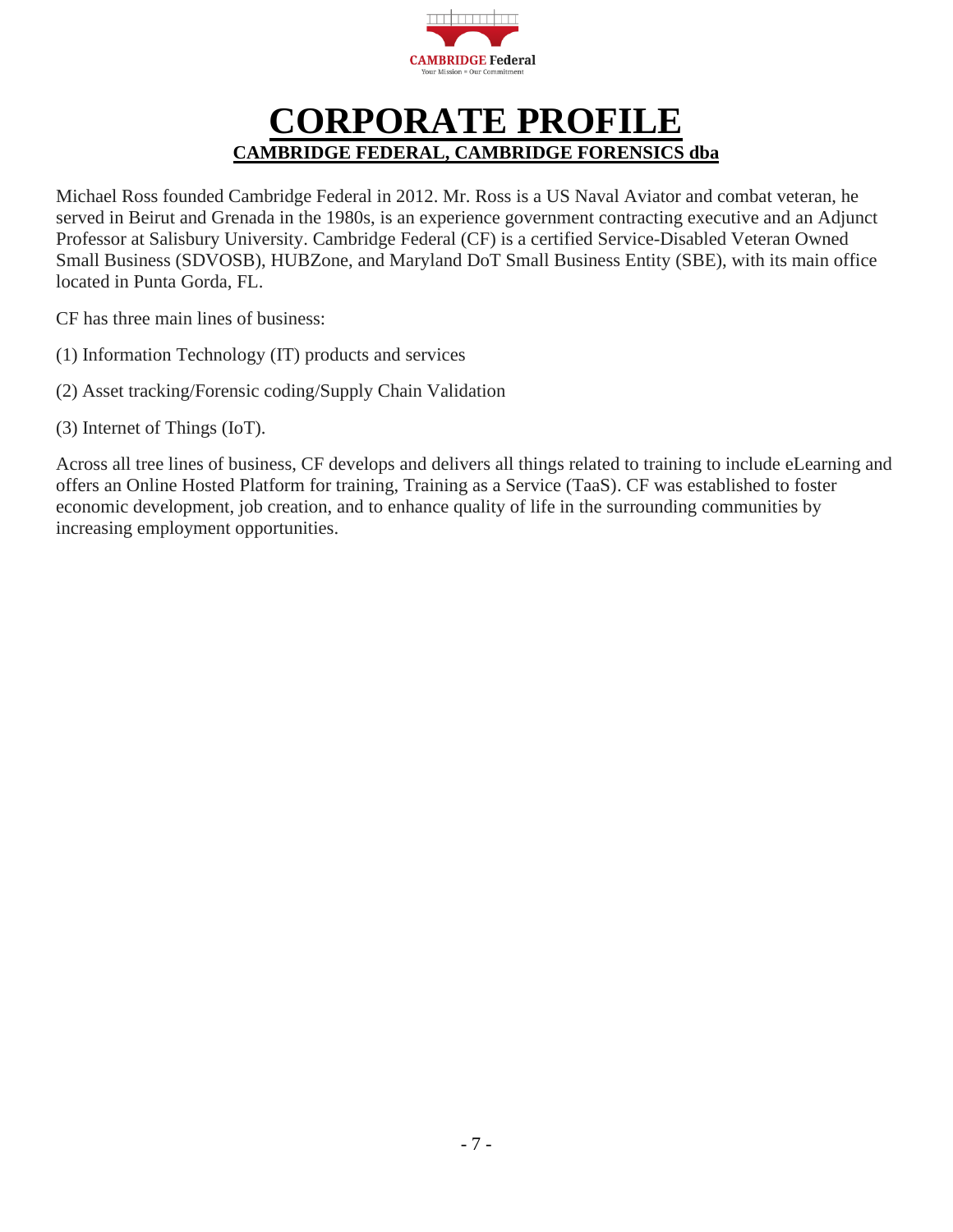# CORPORATE PROFILE

## CAMBRIDGE FEDERAL, CAMBRIDGE FORENSICS dba

Michael Ross founded Cambridge Federal in 2012. Mr. Ross is a US Naval Aviator and combat veteran, he served in Beirut and Grenada in the 1980s, is an experience government contracting executive and an Adjunct Professor at Salisbury University. Cambridge Federal (CF) is a certified Service-Disabled Veteran Owned Small Business (SDVOSB), HUBZone, and Maryland DoT Small Business Entity (SBE), with its main office located in Punta Gorda, FL.

CF has three main lines of business:

(1) Information Technology (IT) products and services

(2) Asset tracking/Forensic coding/Supply Chain Validation

(3) Internet of Things (IoT).

Across all tree lines of business, CF develops and delivers all things related to training to include eLearning and offers an Online Hosted Platform for training, Training as a Service (TaaS). CF was established to foster economic development, job creation, and to enhance quality of life in the surrounding communities by increasing employment opportunities.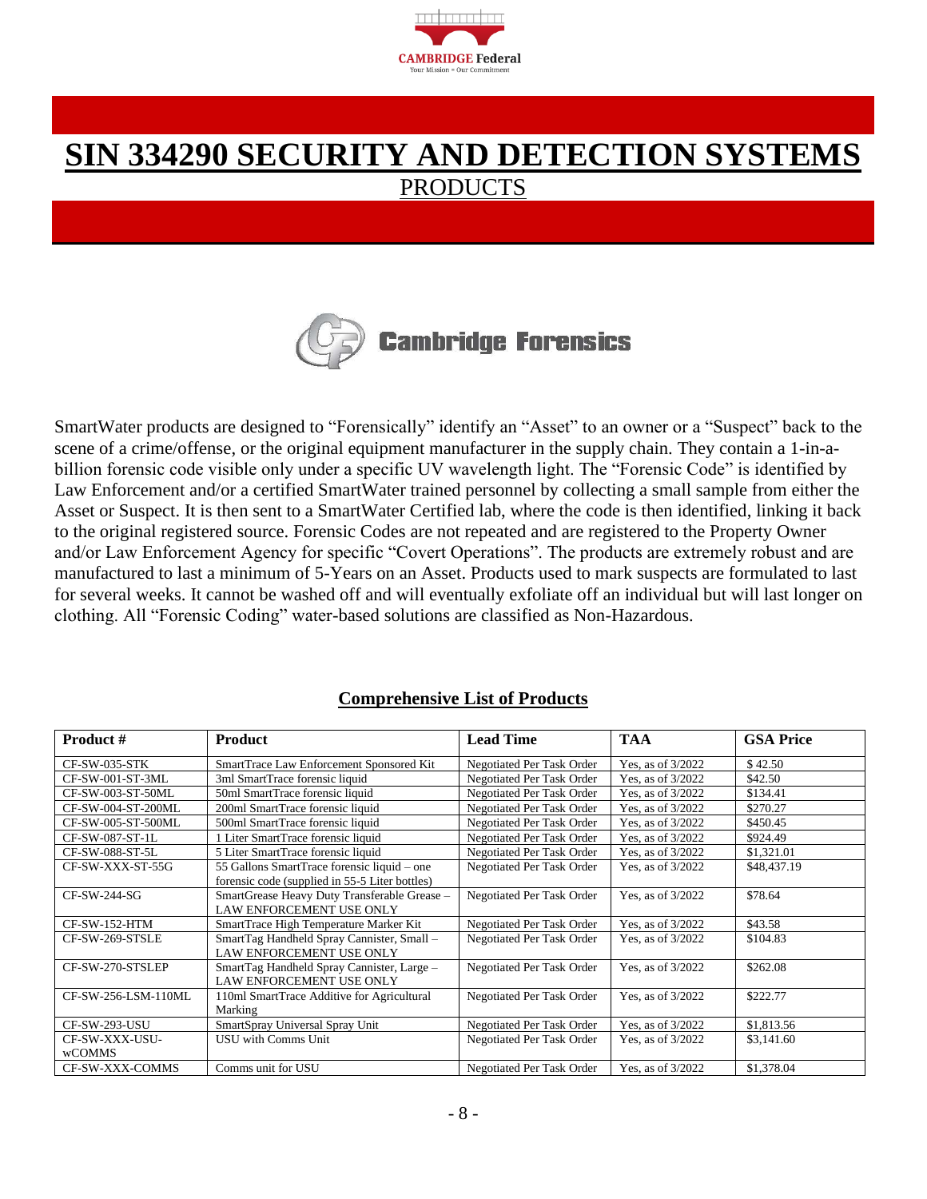# SIN 334290 SECURITY AND DETECTION SYSTEMS

PRODUCTS

Cambridge Forensics

SmartWater products are designed to "Forensically" identify an "Asset" to an owner or a "Suspect" back to the scene of a crime/offense, or the original equipment manufacturer in the supply chain. They contain a 1-in-a-billion forensic code visible only under a specific UV wavelength light. The "Forensic Code" is identified by Law Enforcement and/or a certified SmartWater trained personnel by collecting a small sample from either the Asset or Suspect. It is then sent to a SmartWater Certified lab, where the code is then identified, linking it back to the original registered source. Forensic Codes are not repeated and are registered to the Property Owner and/or Law Enforcement Agency for specific "Covert Operations". The products are extremely robust and are manufactured to last a minimum of 5-Years on an Asset. Products used to mark suspects are formulated to last for several weeks. It cannot be washed off and will eventually exfoliate off an individual but will last longer on clothing. All "Forensic Coding" water-based solutions are classified as Non-Hazardous.

## Comprehensive List of Products

| Product # | Product | Lead Time | TAA | GSA Price |
|---|---|---|---|---|
| CF-SW-035-STK | SmartTrace Law Enforcement Sponsored Kit | Negotiated Per Task Order | Yes, as of 3/2022 | $ 42.50 |
| CF-SW-001-ST-3ML | 3ml SmartTrace forensic liquid | Negotiated Per Task Order | Yes, as of 3/2022 | $42.50 |
| CF-SW-003-ST-50ML | 50ml SmartTrace forensic liquid | Negotiated Per Task Order | Yes, as of 3/2022 | $134.41 |
| CF-SW-004-ST-200ML | 200ml SmartTrace forensic liquid | Negotiated Per Task Order | Yes, as of 3/2022 | $270.27 |
| CF-SW-005-ST-500ML | 500ml SmartTrace forensic liquid | Negotiated Per Task Order | Yes, as of 3/2022 | $450.45 |
| CF-SW-087-ST-1L | 1 Liter SmartTrace forensic liquid | Negotiated Per Task Order | Yes, as of 3/2022 | $924.49 |
| CF-SW-088-ST-5L | 5 Liter SmartTrace forensic liquid | Negotiated Per Task Order | Yes, as of 3/2022 | $1,321.01 |
| CF-SW-XXX-ST-55G | 55 Gallons SmartTrace forensic liquid – one forensic code (supplied in 55-5 Liter bottles) | Negotiated Per Task Order | Yes, as of 3/2022 | $48,437.19 |
| CF-SW-244-SG | SmartGrease Heavy Duty Transferable Grease – LAW ENFORCEMENT USE ONLY | Negotiated Per Task Order | Yes, as of 3/2022 | $78.64 |
| CF-SW-152-HTM | SmartTrace High Temperature Marker Kit | Negotiated Per Task Order | Yes, as of 3/2022 | $43.58 |
| CF-SW-269-STSLE | SmartTag Handheld Spray Cannister, Small – LAW ENFORCEMENT USE ONLY | Negotiated Per Task Order | Yes, as of 3/2022 | $104.83 |
| CF-SW-270-STSLEP | SmartTag Handheld Spray Cannister, Large – LAW ENFORCEMENT USE ONLY | Negotiated Per Task Order | Yes, as of 3/2022 | $262.08 |
| CF-SW-256-LSM-110ML | 110ml SmartTrace Additive for Agricultural Marking | Negotiated Per Task Order | Yes, as of 3/2022 | $222.77 |
| CF-SW-293-USU | SmartSpray Universal Spray Unit | Negotiated Per Task Order | Yes, as of 3/2022 | $1,813.56 |
| CF-SW-XXX-USU-wCOMMS | USU with Comms Unit | Negotiated Per Task Order | Yes, as of 3/2022 | $3,141.60 |
| CF-SW-XXX-COMMS | Comms unit for USU | Negotiated Per Task Order | Yes, as of 3/2022 | $1,378.04 |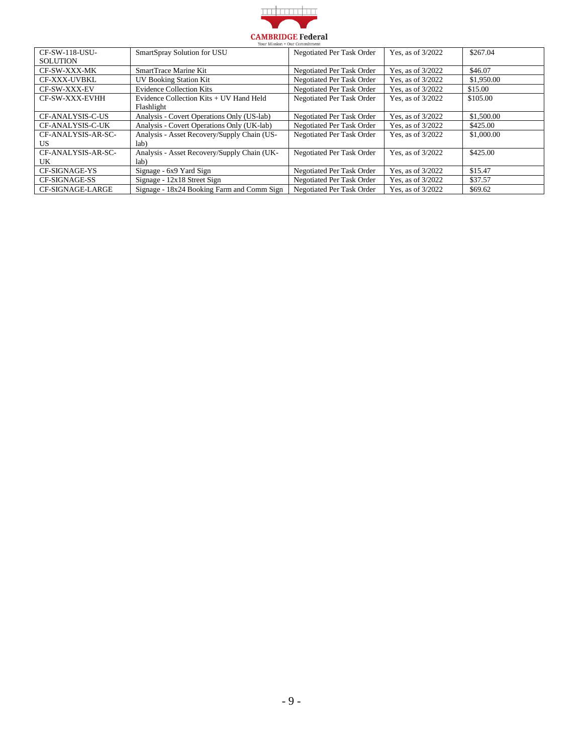| CF-SW-118-USU-SOLUTION | SmartSpray Solution for USU | Negotiated Per Task Order | Yes, as of 3/2022 | $267.04 |
|---|---|---|---|---|
| CF-SW-XXX-MK | SmartTrace Marine Kit | Negotiated Per Task Order | Yes, as of 3/2022 | $46.07 |
| CF-XXX-UVBKL | UV Booking Station Kit | Negotiated Per Task Order | Yes, as of 3/2022 | $1,950.00 |
| CF-SW-XXX-EV | Evidence Collection Kits | Negotiated Per Task Order | Yes, as of 3/2022 | $15.00 |
| CF-SW-XXX-EVHH | Evidence Collection Kits + UV Hand Held Flashlight | Negotiated Per Task Order | Yes, as of 3/2022 | $105.00 |
| CF-ANALYSIS-C-US | Analysis - Covert Operations Only (US-lab) | Negotiated Per Task Order | Yes, as of 3/2022 | $1,500.00 |
| CF-ANALYSIS-C-UK | Analysis - Covert Operations Only (UK-lab) | Negotiated Per Task Order | Yes, as of 3/2022 | $425.00 |
| CF-ANALYSIS-AR-SC-US | Analysis - Asset Recovery/Supply Chain (US-lab) | Negotiated Per Task Order | Yes, as of 3/2022 | $1,000.00 |
| CF-ANALYSIS-AR-SC-UK | Analysis - Asset Recovery/Supply Chain (UK-lab) | Negotiated Per Task Order | Yes, as of 3/2022 | $425.00 |
| CF-SIGNAGE-YS | Signage - 6x9 Yard Sign | Negotiated Per Task Order | Yes, as of 3/2022 | $15.47 |
| CF-SIGNAGE-SS | Signage - 12x18 Street Sign | Negotiated Per Task Order | Yes, as of 3/2022 | $37.57 |
| CF-SIGNAGE-LARGE | Signage - 18x24 Booking Farm and Comm Sign | Negotiated Per Task Order | Yes, as of 3/2022 | $69.62 |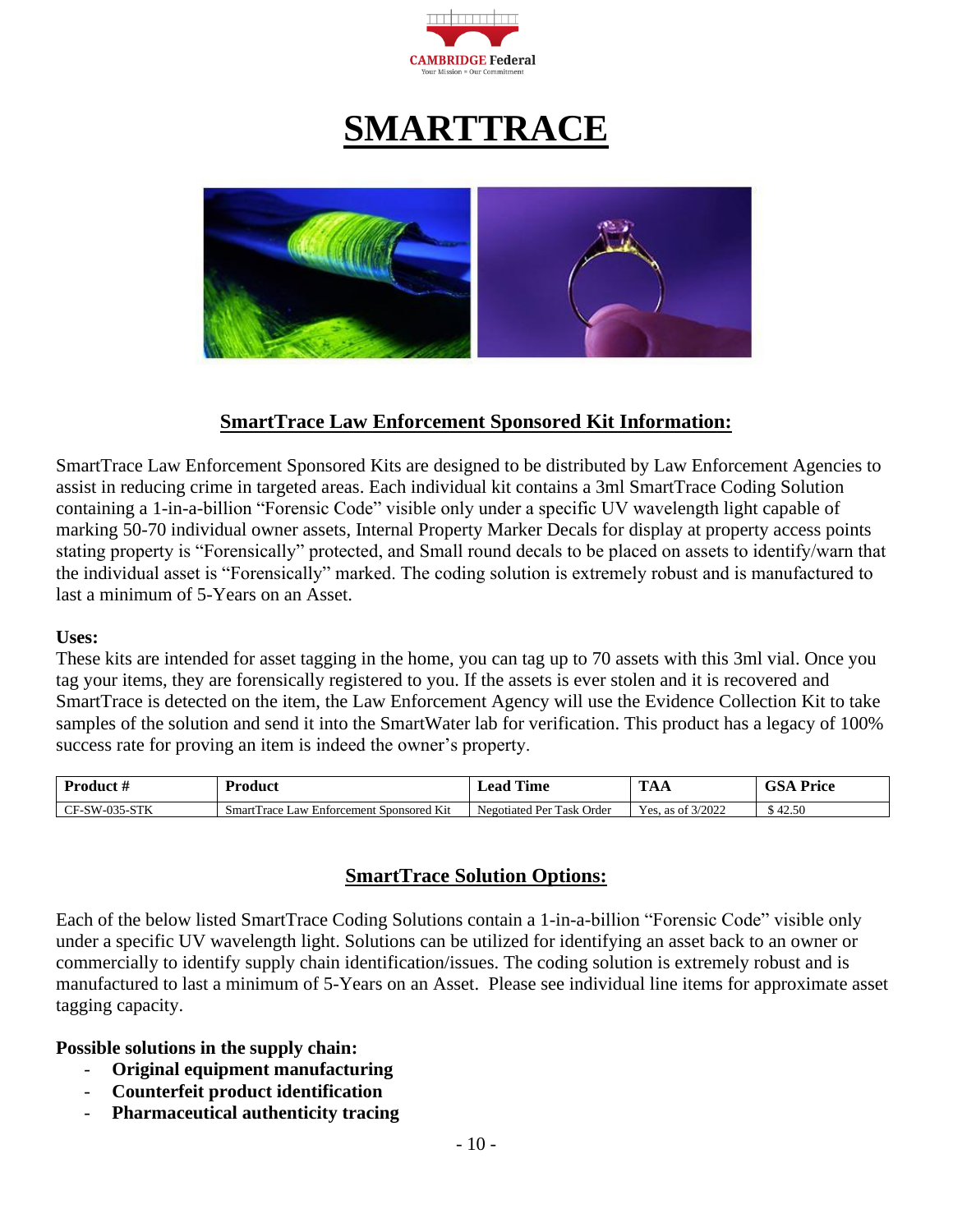# SMARTTRACE

## SmartTrace Law Enforcement Sponsored Kit Information:

SmartTrace Law Enforcement Sponsored Kits are designed to be distributed by Law Enforcement Agencies to assist in reducing crime in targeted areas. Each individual kit contains a 3ml SmartTrace Coding Solution containing a 1-in-a-billion "Forensic Code" visible only under a specific UV wavelength light capable of marking 50-70 individual owner assets, Internal Property Marker Decals for display at property access points stating property is "Forensically" protected, and Small round decals to be placed on assets to identify/warn that the individual asset is "Forensically" marked. The coding solution is extremely robust and is manufactured to last a minimum of 5-Years on an Asset.

**Uses:**
These kits are intended for asset tagging in the home, you can tag up to 70 assets with this 3ml vial. Once you tag your items, they are forensically registered to you. If the assets is ever stolen and it is recovered and SmartTrace is detected on the item, the Law Enforcement Agency will use the Evidence Collection Kit to take samples of the solution and send it into the SmartWater lab for verification. This product has a legacy of 100% success rate for proving an item is indeed the owner's property.

| Product # | Product | Lead Time | TAA | GSA Price |
|---|---|---|---|---|
| CF-SW-035-STK | SmartTrace Law Enforcement Sponsored Kit | Negotiated Per Task Order | Yes, as of 3/2022 | $ 42.50 |

## SmartTrace Solution Options:

Each of the below listed SmartTrace Coding Solutions contain a 1-in-a-billion "Forensic Code" visible only under a specific UV wavelength light. Solutions can be utilized for identifying an asset back to an owner or commercially to identify supply chain identification/issues. The coding solution is extremely robust and is manufactured to last a minimum of 5-Years on an Asset. Please see individual line items for approximate asset tagging capacity.

**Possible solutions in the supply chain:**

- **Original equipment manufacturing**
- **Counterfeit product identification**
- **Pharmaceutical authenticity tracing**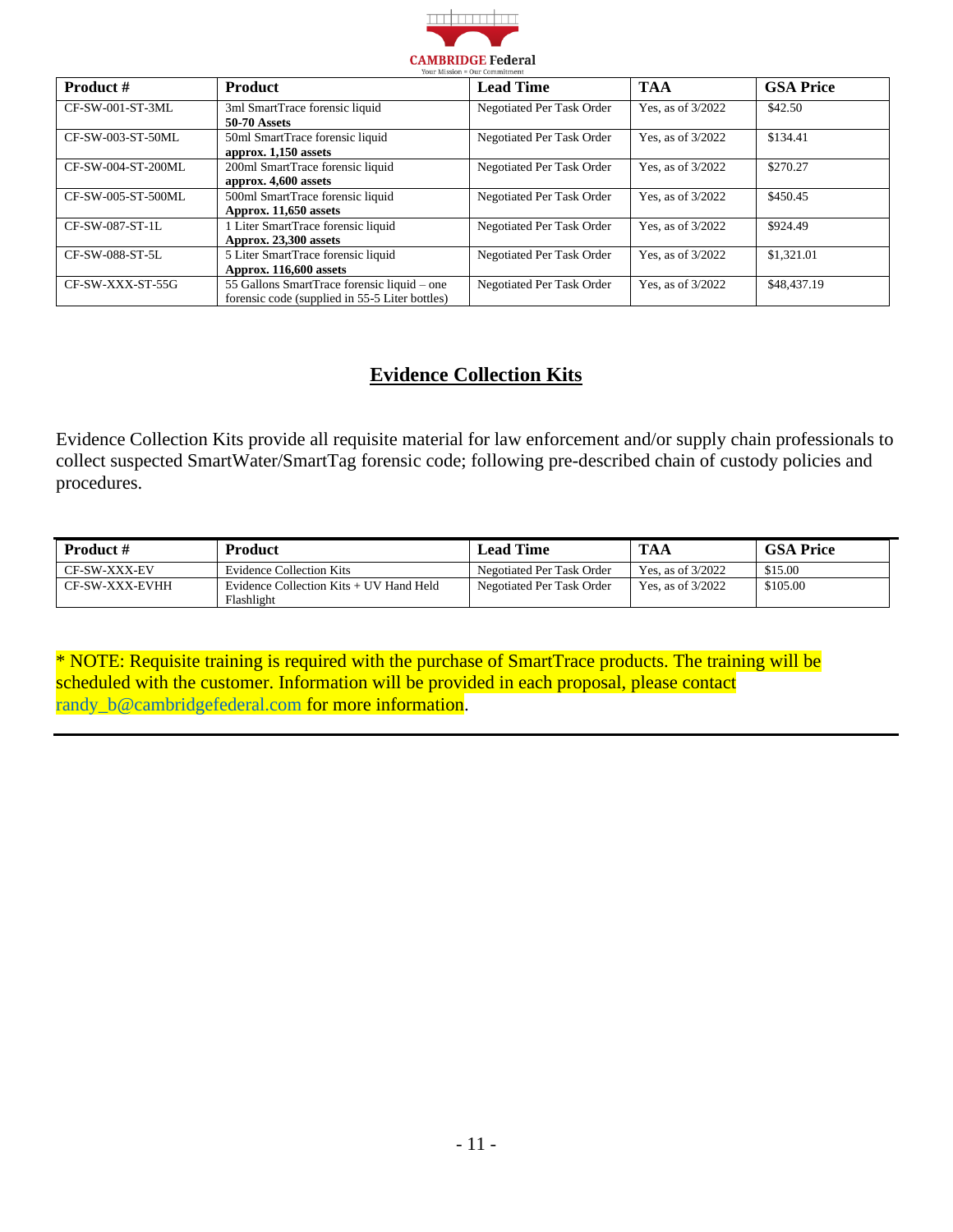| Product # | Product | Lead Time | TAA | GSA Price |
|---|---|---|---|---|
| CF-SW-001-ST-3ML | 3ml SmartTrace forensic liquid **50-70 Assets** | Negotiated Per Task Order | Yes, as of 3/2022 | $42.50 |
| CF-SW-003-ST-50ML | 50ml SmartTrace forensic liquid **approx. 1,150 assets** | Negotiated Per Task Order | Yes, as of 3/2022 | $134.41 |
| CF-SW-004-ST-200ML | 200ml SmartTrace forensic liquid **approx. 4,600 assets** | Negotiated Per Task Order | Yes, as of 3/2022 | $270.27 |
| CF-SW-005-ST-500ML | 500ml SmartTrace forensic liquid **Approx. 11,650 assets** | Negotiated Per Task Order | Yes, as of 3/2022 | $450.45 |
| CF-SW-087-ST-1L | 1 Liter SmartTrace forensic liquid **Approx. 23,300 assets** | Negotiated Per Task Order | Yes, as of 3/2022 | $924.49 |
| CF-SW-088-ST-5L | 5 Liter SmartTrace forensic liquid **Approx. 116,600 assets** | Negotiated Per Task Order | Yes, as of 3/2022 | $1,321.01 |
| CF-SW-XXX-ST-55G | 55 Gallons SmartTrace forensic liquid – one forensic code (supplied in 55-5 Liter bottles) | Negotiated Per Task Order | Yes, as of 3/2022 | $48,437.19 |

## Evidence Collection Kits

Evidence Collection Kits provide all requisite material for law enforcement and/or supply chain professionals to collect suspected SmartWater/SmartTag forensic code; following pre-described chain of custody policies and procedures.

| Product # | Product | Lead Time | TAA | GSA Price |
|---|---|---|---|---|
| CF-SW-XXX-EV | Evidence Collection Kits | Negotiated Per Task Order | Yes, as of 3/2022 | $15.00 |
| CF-SW-XXX-EVHH | Evidence Collection Kits + UV Hand Held Flashlight | Negotiated Per Task Order | Yes, as of 3/2022 | $105.00 |

* NOTE: Requisite training is required with the purchase of SmartTrace products. The training will be scheduled with the customer. Information will be provided in each proposal, please contact randy_b@cambridgefederal.com for more information.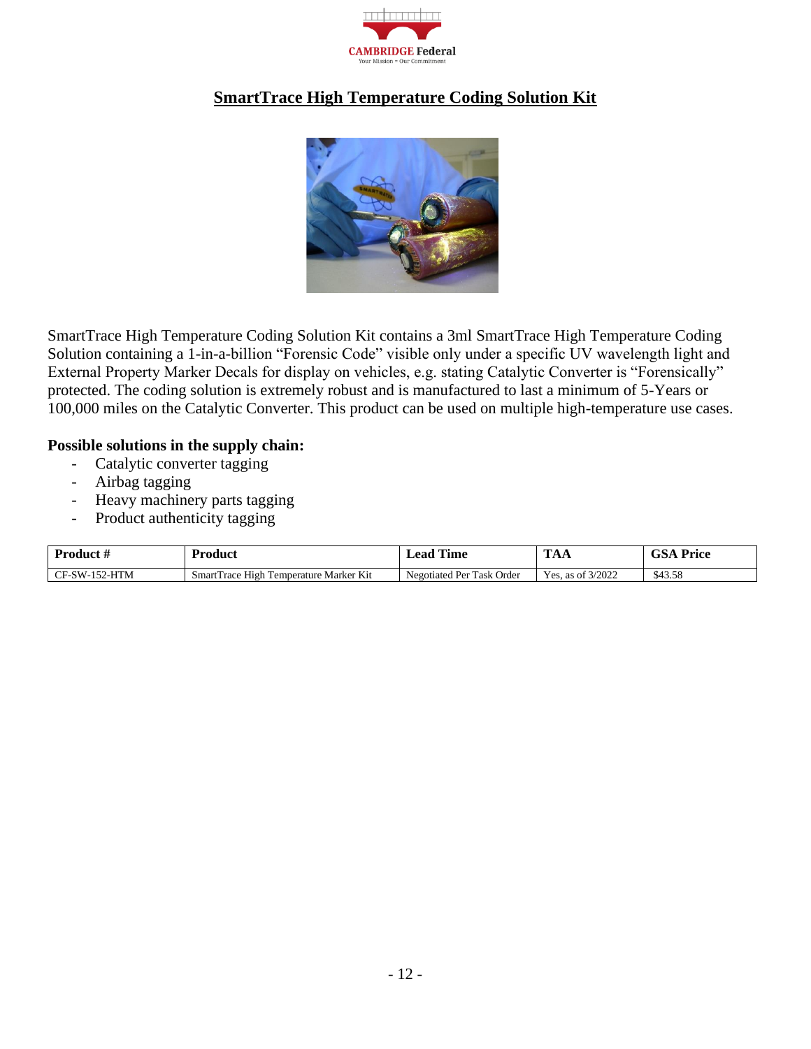## SmartTrace High Temperature Coding Solution Kit

SmartTrace High Temperature Coding Solution Kit contains a 3ml SmartTrace High Temperature Coding Solution containing a 1-in-a-billion "Forensic Code" visible only under a specific UV wavelength light and External Property Marker Decals for display on vehicles, e.g. stating Catalytic Converter is "Forensically" protected. The coding solution is extremely robust and is manufactured to last a minimum of 5-Years or 100,000 miles on the Catalytic Converter. This product can be used on multiple high-temperature use cases.

**Possible solutions in the supply chain:**

- Catalytic converter tagging
- Airbag tagging
- Heavy machinery parts tagging
- Product authenticity tagging

| Product # | Product | Lead Time | TAA | GSA Price |
|---|---|---|---|---|
| CF-SW-152-HTM | SmartTrace High Temperature Marker Kit | Negotiated Per Task Order | Yes, as of 3/2022 | $43.58 |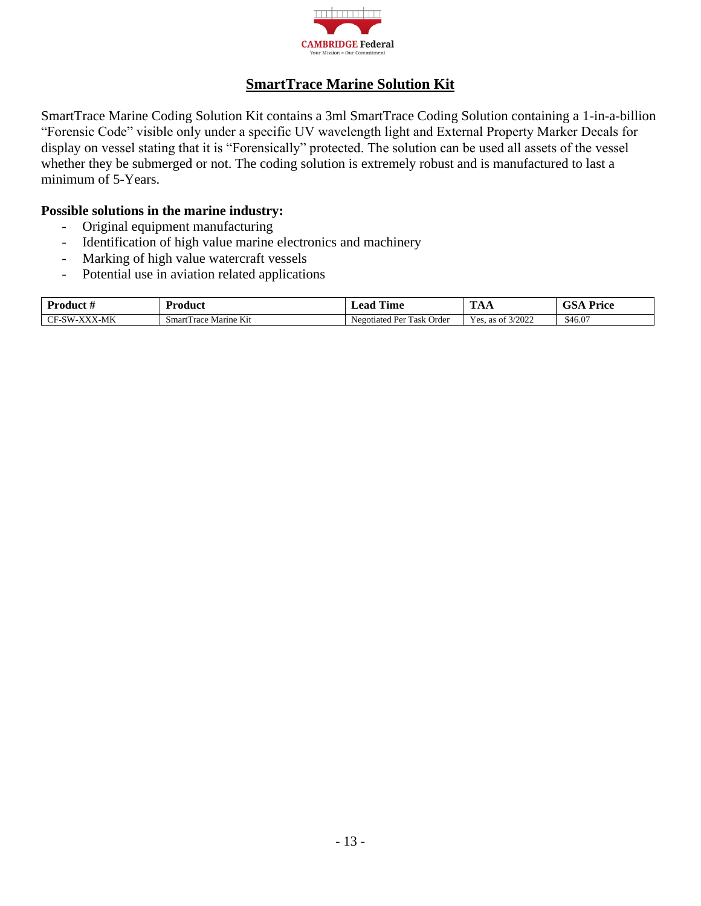CAMBRIDGE Federal
Your Mission = Our Commitment

## SmartTrace Marine Solution Kit

SmartTrace Marine Coding Solution Kit contains a 3ml SmartTrace Coding Solution containing a 1-in-a-billion "Forensic Code" visible only under a specific UV wavelength light and External Property Marker Decals for display on vessel stating that it is "Forensically" protected. The solution can be used all assets of the vessel whether they be submerged or not. The coding solution is extremely robust and is manufactured to last a minimum of 5-Years.

**Possible solutions in the marine industry:**

- Original equipment manufacturing
- Identification of high value marine electronics and machinery
- Marking of high value watercraft vessels
- Potential use in aviation related applications

| Product # | Product | Lead Time | TAA | GSA Price |
|---|---|---|---|---|
| CF-SW-XXX-MK | SmartTrace Marine Kit | Negotiated Per Task Order | Yes, as of 3/2022 | $46.07 |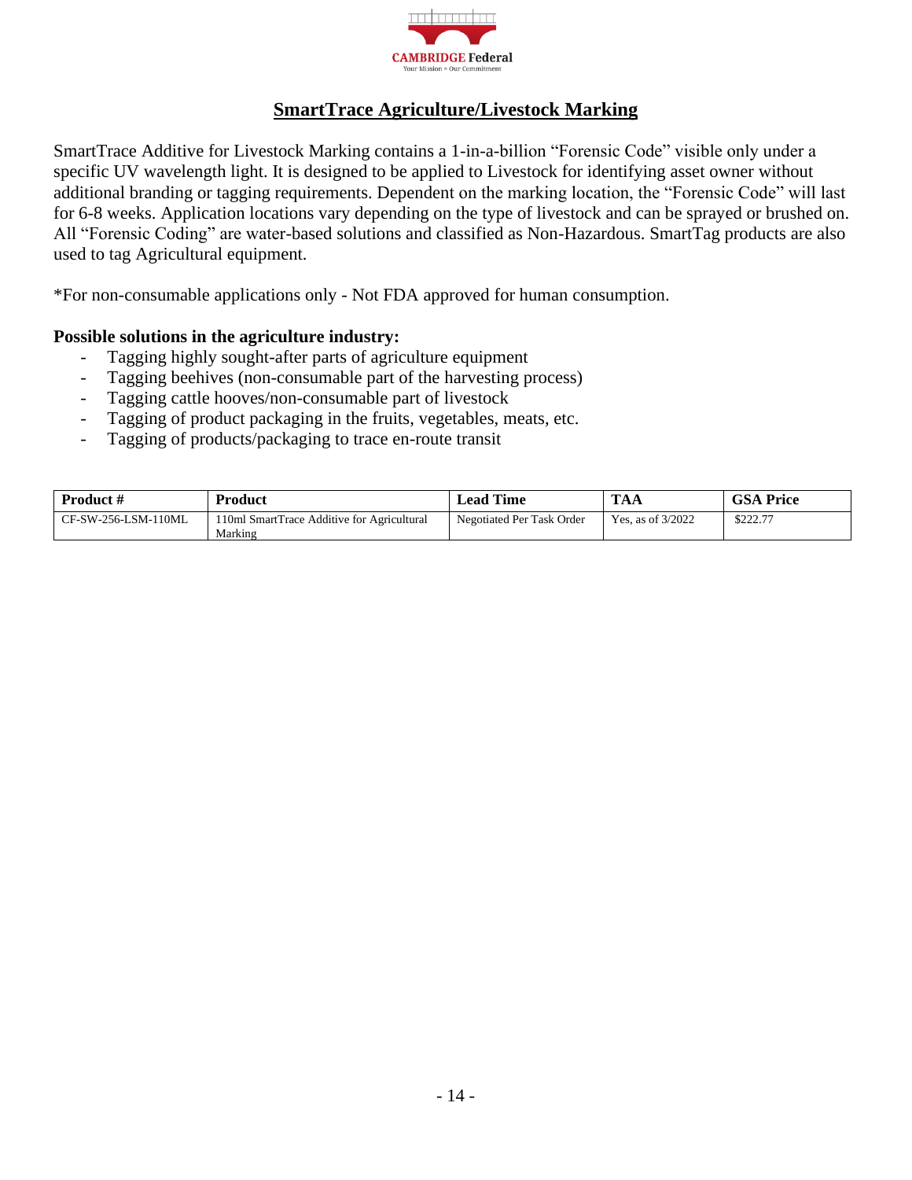## SmartTrace Agriculture/Livestock Marking

SmartTrace Additive for Livestock Marking contains a 1-in-a-billion "Forensic Code" visible only under a specific UV wavelength light. It is designed to be applied to Livestock for identifying asset owner without additional branding or tagging requirements. Dependent on the marking location, the "Forensic Code" will last for 6-8 weeks. Application locations vary depending on the type of livestock and can be sprayed or brushed on. All "Forensic Coding" are water-based solutions and classified as Non-Hazardous. SmartTag products are also used to tag Agricultural equipment.

*For non-consumable applications only - Not FDA approved for human consumption.

**Possible solutions in the agriculture industry:**

- Tagging highly sought-after parts of agriculture equipment
- Tagging beehives (non-consumable part of the harvesting process)
- Tagging cattle hooves/non-consumable part of livestock
- Tagging of product packaging in the fruits, vegetables, meats, etc.
- Tagging of products/packaging to trace en-route transit

| Product # | Product | Lead Time | TAA | GSA Price |
|---|---|---|---|---|
| CF-SW-256-LSM-110ML | 110ml SmartTrace Additive for Agricultural Marking | Negotiated Per Task Order | Yes, as of 3/2022 | $222.77 |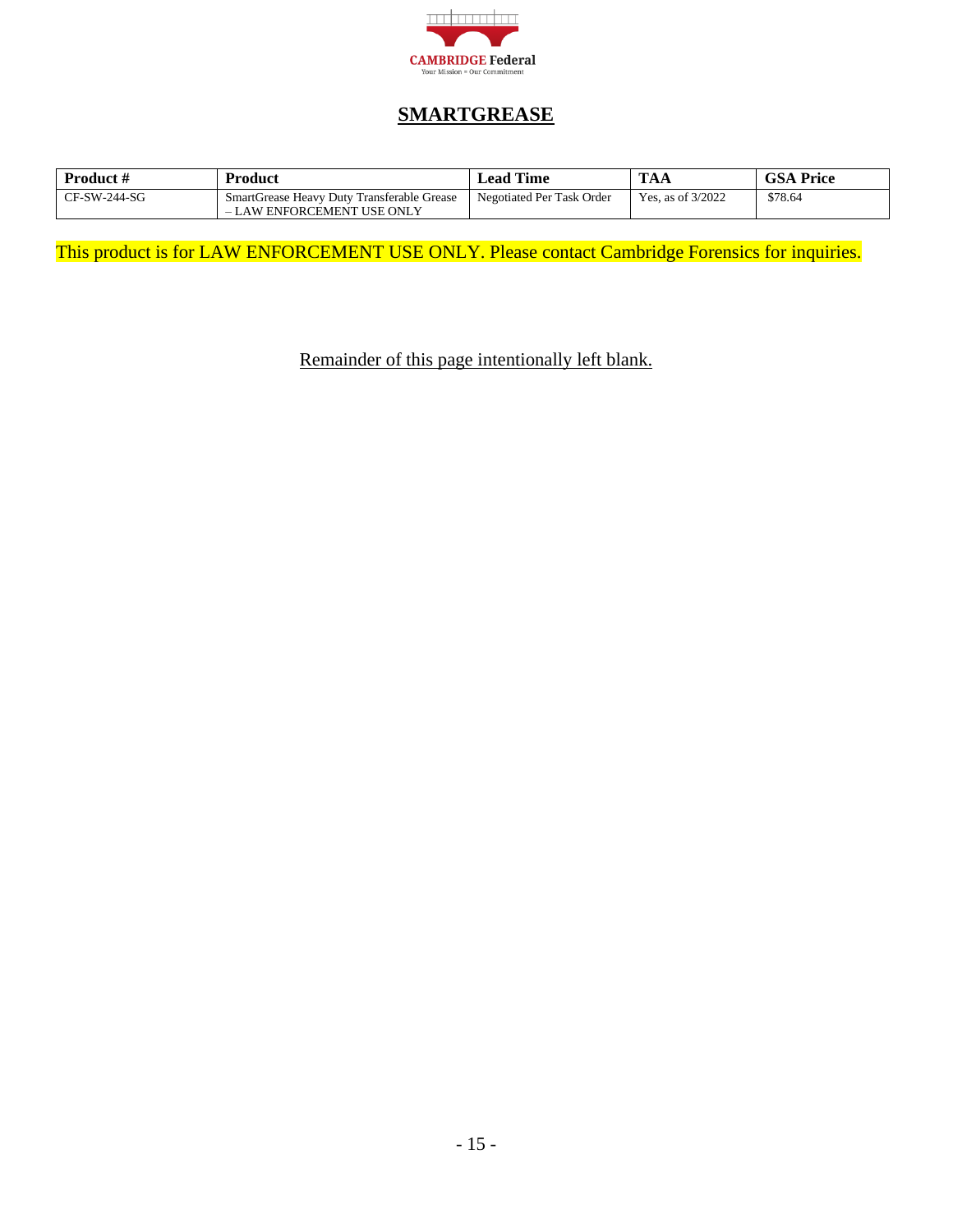## SMARTGREASE

| Product # | Product | Lead Time | TAA | GSA Price |
|---|---|---|---|---|
| CF-SW-244-SG | SmartGrease Heavy Duty Transferable Grease – LAW ENFORCEMENT USE ONLY | Negotiated Per Task Order | Yes, as of 3/2022 | $78.64 |

This product is for LAW ENFORCEMENT USE ONLY. Please contact Cambridge Forensics for inquiries.

Remainder of this page intentionally left blank.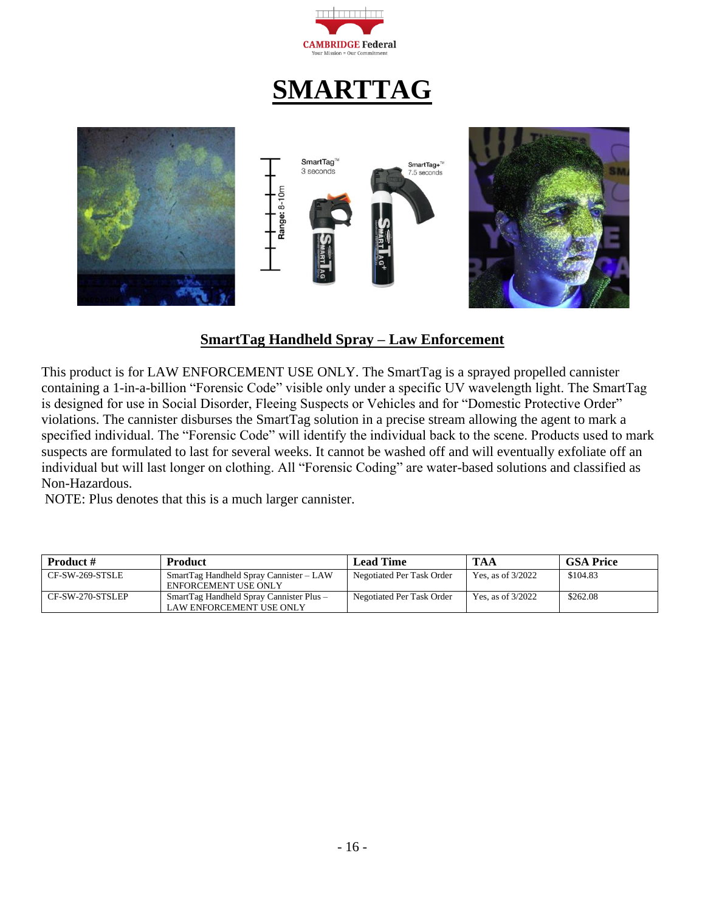# SMARTTAG

## SmartTag Handheld Spray – Law Enforcement

This product is for LAW ENFORCEMENT USE ONLY. The SmartTag is a sprayed propelled cannister containing a 1-in-a-billion "Forensic Code" visible only under a specific UV wavelength light. The SmartTag is designed for use in Social Disorder, Fleeing Suspects or Vehicles and for "Domestic Protective Order" violations. The cannister disburses the SmartTag solution in a precise stream allowing the agent to mark a specified individual. The "Forensic Code" will identify the individual back to the scene. Products used to mark suspects are formulated to last for several weeks. It cannot be washed off and will eventually exfoliate off an individual but will last longer on clothing. All "Forensic Coding" are water-based solutions and classified as Non-Hazardous.

NOTE: Plus denotes that this is a much larger cannister.

| Product # | Product | Lead Time | TAA | GSA Price |
|---|---|---|---|---|
| CF-SW-269-STSLE | SmartTag Handheld Spray Cannister – LAW ENFORCEMENT USE ONLY | Negotiated Per Task Order | Yes, as of 3/2022 | $104.83 |
| CF-SW-270-STSLEP | SmartTag Handheld Spray Cannister Plus – LAW ENFORCEMENT USE ONLY | Negotiated Per Task Order | Yes, as of 3/2022 | $262.08 |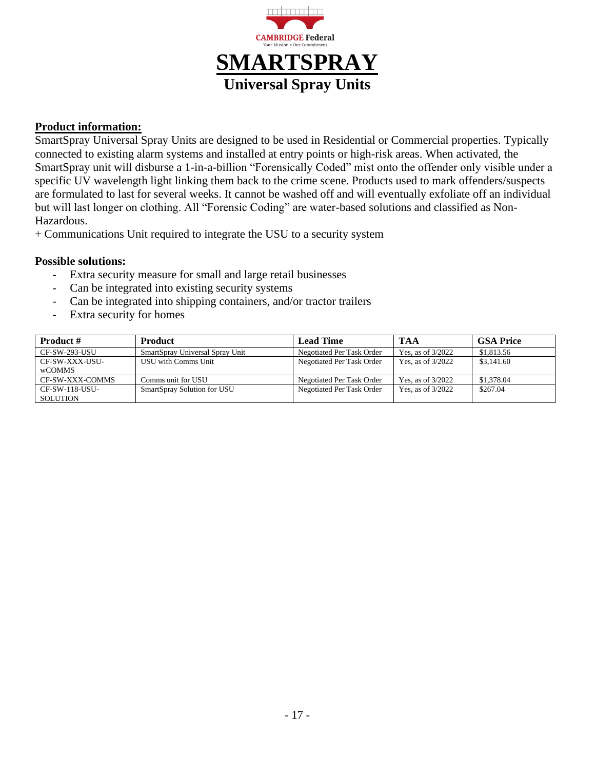CAMBRIDGE Federal

Your Mission = Our Commitment

# SMARTSPRAY

## Universal Spray Units

**Product information:**

SmartSpray Universal Spray Units are designed to be used in Residential or Commercial properties. Typically connected to existing alarm systems and installed at entry points or high-risk areas. When activated, the SmartSpray unit will disburse a 1-in-a-billion "Forensically Coded" mist onto the offender only visible under a specific UV wavelength light linking them back to the crime scene. Products used to mark offenders/suspects are formulated to last for several weeks. It cannot be washed off and will eventually exfoliate off an individual but will last longer on clothing. All "Forensic Coding" are water-based solutions and classified as Non-Hazardous.

+ Communications Unit required to integrate the USU to a security system

**Possible solutions:**

- Extra security measure for small and large retail businesses
- Can be integrated into existing security systems
- Can be integrated into shipping containers, and/or tractor trailers
- Extra security for homes

| Product # | Product | Lead Time | TAA | GSA Price |
|---|---|---|---|---|
| CF-SW-293-USU | SmartSpray Universal Spray Unit | Negotiated Per Task Order | Yes, as of 3/2022 | $1,813.56 |
| CF-SW-XXX-USU-wCOMMS | USU with Comms Unit | Negotiated Per Task Order | Yes, as of 3/2022 | $3,141.60 |
| CF-SW-XXX-COMMS | Comms unit for USU | Negotiated Per Task Order | Yes, as of 3/2022 | $1,378.04 |
| CF-SW-118-USU-SOLUTION | SmartSpray Solution for USU | Negotiated Per Task Order | Yes, as of 3/2022 | $267.04 |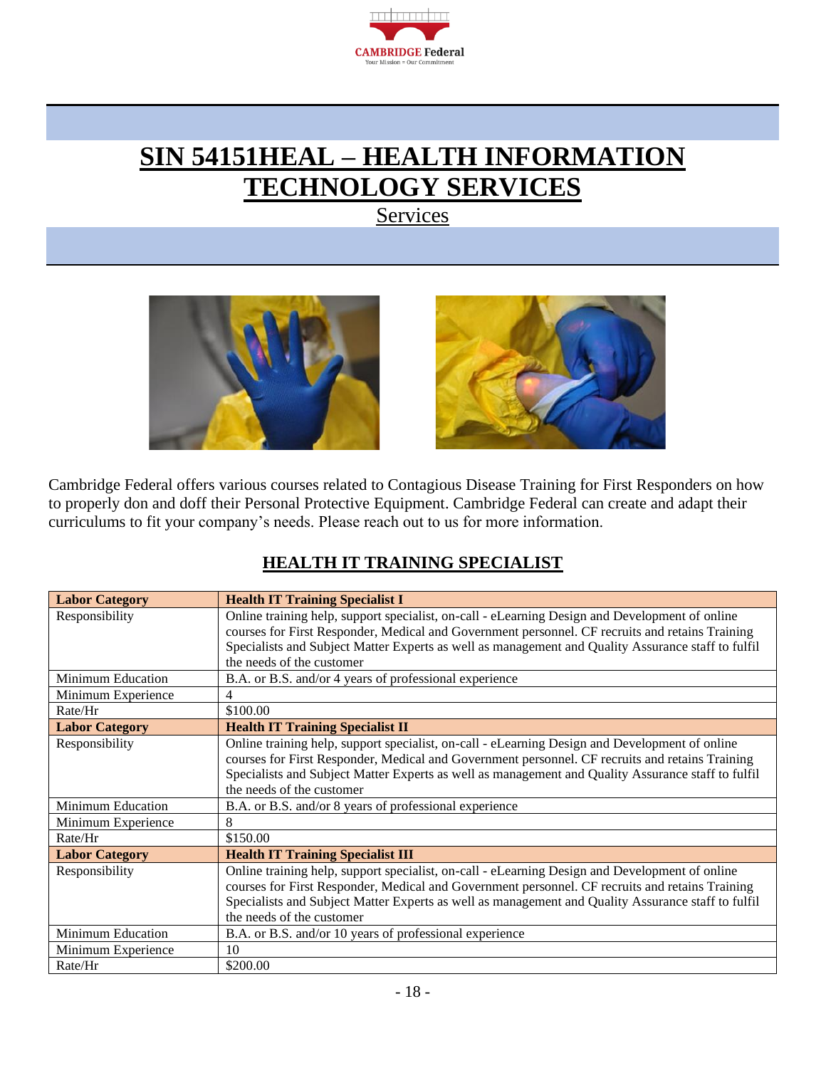# SIN 54151HEAL – HEALTH INFORMATION TECHNOLOGY SERVICES

Services

Cambridge Federal offers various courses related to Contagious Disease Training for First Responders on how to properly don and doff their Personal Protective Equipment. Cambridge Federal can create and adapt their curriculums to fit your company's needs. Please reach out to us for more information.

## HEALTH IT TRAINING SPECIALIST

| **Labor Category** | **Health IT Training Specialist I** |
|---|---|
| Responsibility | Online training help, support specialist, on-call - eLearning Design and Development of online courses for First Responder, Medical and Government personnel. CF recruits and retains Training Specialists and Subject Matter Experts as well as management and Quality Assurance staff to fulfil the needs of the customer |
| Minimum Education | B.A. or B.S. and/or 4 years of professional experience |
| Minimum Experience | 4 |
| Rate/Hr | $100.00 |
| **Labor Category** | **Health IT Training Specialist II** |
| Responsibility | Online training help, support specialist, on-call - eLearning Design and Development of online courses for First Responder, Medical and Government personnel. CF recruits and retains Training Specialists and Subject Matter Experts as well as management and Quality Assurance staff to fulfil the needs of the customer |
| Minimum Education | B.A. or B.S. and/or 8 years of professional experience |
| Minimum Experience | 8 |
| Rate/Hr | $150.00 |
| **Labor Category** | **Health IT Training Specialist III** |
| Responsibility | Online training help, support specialist, on-call - eLearning Design and Development of online courses for First Responder, Medical and Government personnel. CF recruits and retains Training Specialists and Subject Matter Experts as well as management and Quality Assurance staff to fulfil the needs of the customer |
| Minimum Education | B.A. or B.S. and/or 10 years of professional experience |
| Minimum Experience | 10 |
| Rate/Hr | $200.00 |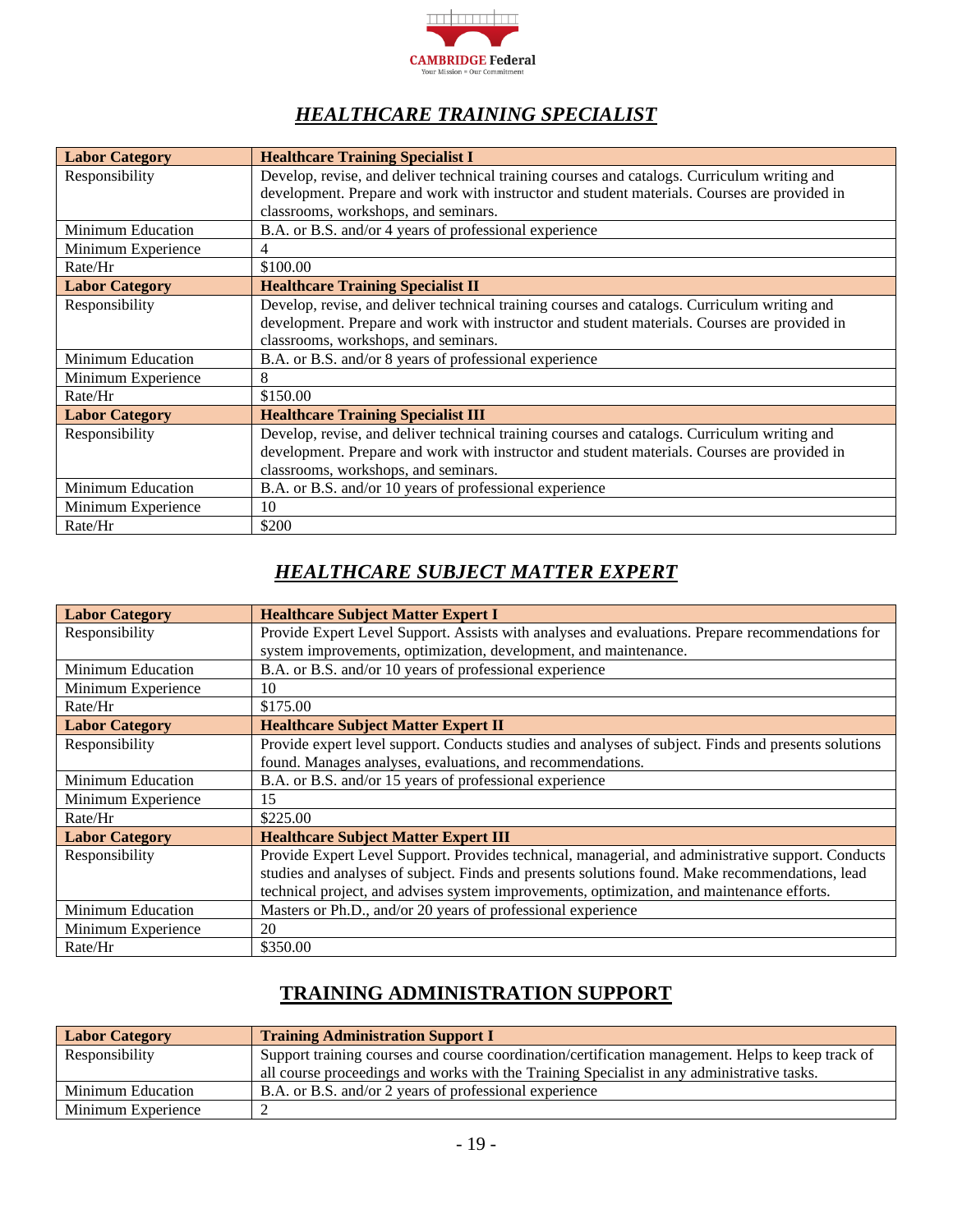## *HEALTHCARE TRAINING SPECIALIST*

| **Labor Category** | **Healthcare Training Specialist I** |
|---|---|
| Responsibility | Develop, revise, and deliver technical training courses and catalogs. Curriculum writing and development. Prepare and work with instructor and student materials. Courses are provided in classrooms, workshops, and seminars. |
| Minimum Education | B.A. or B.S. and/or 4 years of professional experience |
| Minimum Experience | 4 |
| Rate/Hr | $100.00 |
| **Labor Category** | **Healthcare Training Specialist II** |
| Responsibility | Develop, revise, and deliver technical training courses and catalogs. Curriculum writing and development. Prepare and work with instructor and student materials. Courses are provided in classrooms, workshops, and seminars. |
| Minimum Education | B.A. or B.S. and/or 8 years of professional experience |
| Minimum Experience | 8 |
| Rate/Hr | $150.00 |
| **Labor Category** | **Healthcare Training Specialist III** |
| Responsibility | Develop, revise, and deliver technical training courses and catalogs. Curriculum writing and development. Prepare and work with instructor and student materials. Courses are provided in classrooms, workshops, and seminars. |
| Minimum Education | B.A. or B.S. and/or 10 years of professional experience |
| Minimum Experience | 10 |
| Rate/Hr | $200 |

## *HEALTHCARE SUBJECT MATTER EXPERT*

| **Labor Category** | **Healthcare Subject Matter Expert I** |
|---|---|
| Responsibility | Provide Expert Level Support. Assists with analyses and evaluations. Prepare recommendations for system improvements, optimization, development, and maintenance. |
| Minimum Education | B.A. or B.S. and/or 10 years of professional experience |
| Minimum Experience | 10 |
| Rate/Hr | $175.00 |
| **Labor Category** | **Healthcare Subject Matter Expert II** |
| Responsibility | Provide expert level support. Conducts studies and analyses of subject. Finds and presents solutions found. Manages analyses, evaluations, and recommendations. |
| Minimum Education | B.A. or B.S. and/or 15 years of professional experience |
| Minimum Experience | 15 |
| Rate/Hr | $225.00 |
| **Labor Category** | **Healthcare Subject Matter Expert III** |
| Responsibility | Provide Expert Level Support. Provides technical, managerial, and administrative support. Conducts studies and analyses of subject. Finds and presents solutions found. Make recommendations, lead technical project, and advises system improvements, optimization, and maintenance efforts. |
| Minimum Education | Masters or Ph.D., and/or 20 years of professional experience |
| Minimum Experience | 20 |
| Rate/Hr | $350.00 |

## TRAINING ADMINISTRATION SUPPORT

| **Labor Category** | **Training Administration Support I** |
|---|---|
| Responsibility | Support training courses and course coordination/certification management. Helps to keep track of all course proceedings and works with the Training Specialist in any administrative tasks. |
| Minimum Education | B.A. or B.S. and/or 2 years of professional experience |
| Minimum Experience | 2 |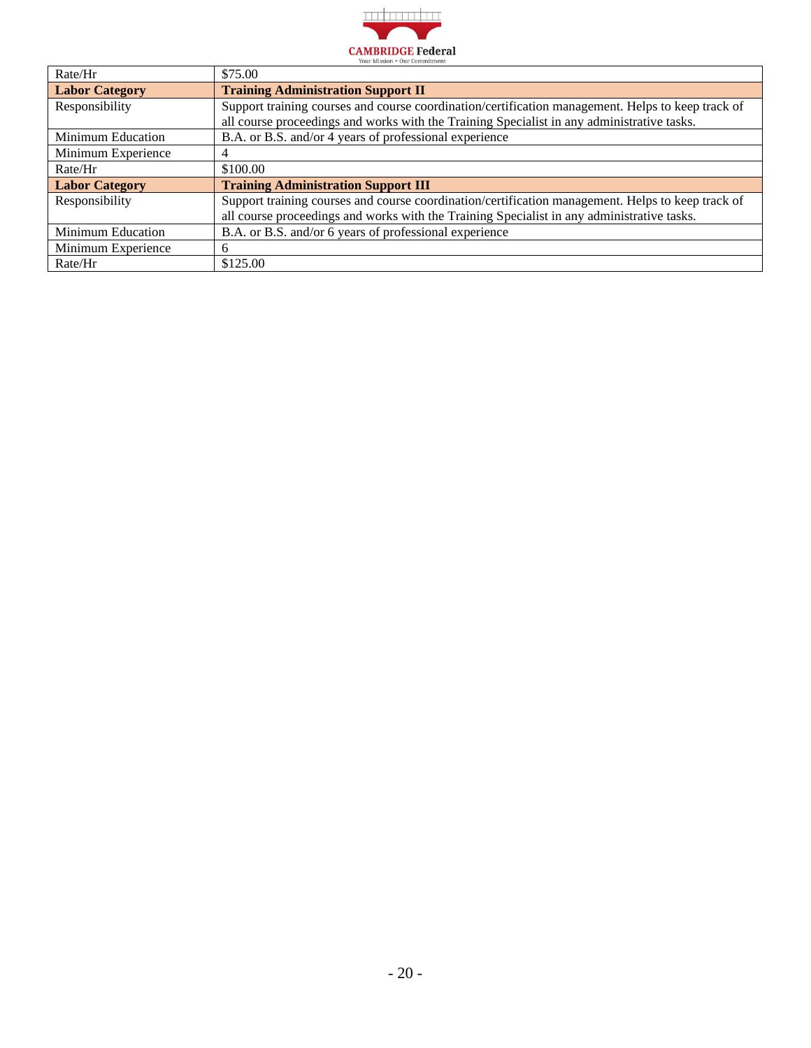| Rate/Hr | $75.00 |
| --- | --- |
| **Labor Category** | **Training Administration Support II** |
| Responsibility | Support training courses and course coordination/certification management. Helps to keep track of all course proceedings and works with the Training Specialist in any administrative tasks. |
| Minimum Education | B.A. or B.S. and/or 4 years of professional experience |
| Minimum Experience | 4 |
| Rate/Hr | $100.00 |
| **Labor Category** | **Training Administration Support III** |
| Responsibility | Support training courses and course coordination/certification management. Helps to keep track of all course proceedings and works with the Training Specialist in any administrative tasks. |
| Minimum Education | B.A. or B.S. and/or 6 years of professional experience |
| Minimum Experience | 6 |
| Rate/Hr | $125.00 |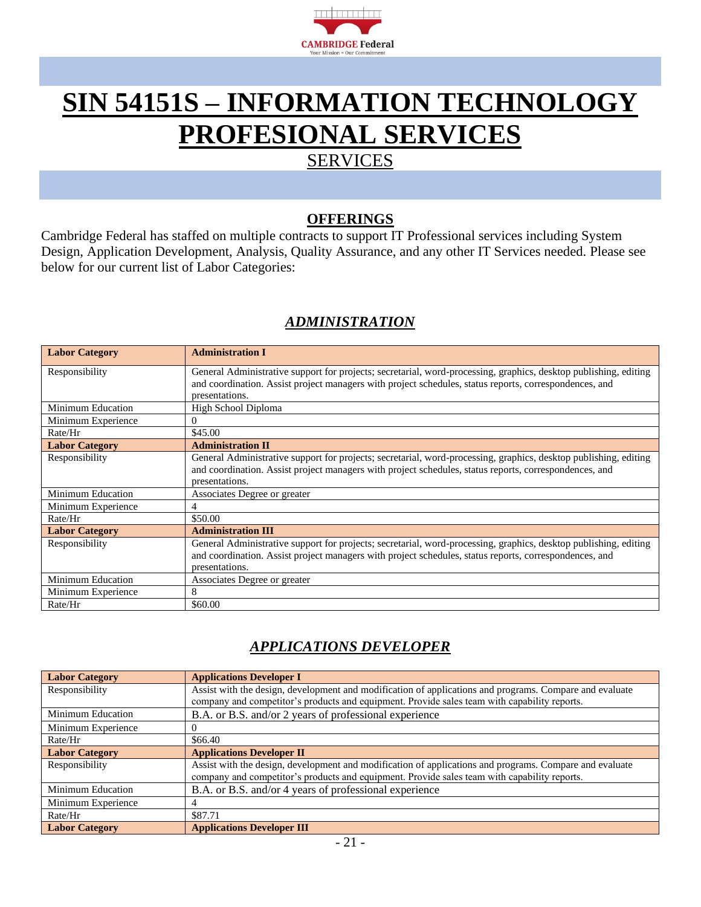# SIN 54151S – INFORMATION TECHNOLOGY PROFESIONAL SERVICES

SERVICES

## OFFERINGS

Cambridge Federal has staffed on multiple contracts to support IT Professional services including System Design, Application Development, Analysis, Quality Assurance, and any other IT Services needed. Please see below for our current list of Labor Categories:

## *ADMINISTRATION*

| **Labor Category** | **Administration I** |
|---|---|
| Responsibility | General Administrative support for projects; secretarial, word-processing, graphics, desktop publishing, editing and coordination. Assist project managers with project schedules, status reports, correspondences, and presentations. |
| Minimum Education | High School Diploma |
| Minimum Experience | 0 |
| Rate/Hr | $45.00 |
| **Labor Category** | **Administration II** |
| Responsibility | General Administrative support for projects; secretarial, word-processing, graphics, desktop publishing, editing and coordination. Assist project managers with project schedules, status reports, correspondences, and presentations. |
| Minimum Education | Associates Degree or greater |
| Minimum Experience | 4 |
| Rate/Hr | $50.00 |
| **Labor Category** | **Administration III** |
| Responsibility | General Administrative support for projects; secretarial, word-processing, graphics, desktop publishing, editing and coordination. Assist project managers with project schedules, status reports, correspondences, and presentations. |
| Minimum Education | Associates Degree or greater |
| Minimum Experience | 8 |
| Rate/Hr | $60.00 |

## *APPLICATIONS DEVELOPER*

| **Labor Category** | **Applications Developer I** |
|---|---|
| Responsibility | Assist with the design, development and modification of applications and programs. Compare and evaluate company and competitor's products and equipment. Provide sales team with capability reports. |
| Minimum Education | B.A. or B.S. and/or 2 years of professional experience |
| Minimum Experience | 0 |
| Rate/Hr | $66.40 |
| **Labor Category** | **Applications Developer II** |
| Responsibility | Assist with the design, development and modification of applications and programs. Compare and evaluate company and competitor's products and equipment. Provide sales team with capability reports. |
| Minimum Education | B.A. or B.S. and/or 4 years of professional experience |
| Minimum Experience | 4 |
| Rate/Hr | $87.71 |
| **Labor Category** | **Applications Developer III** |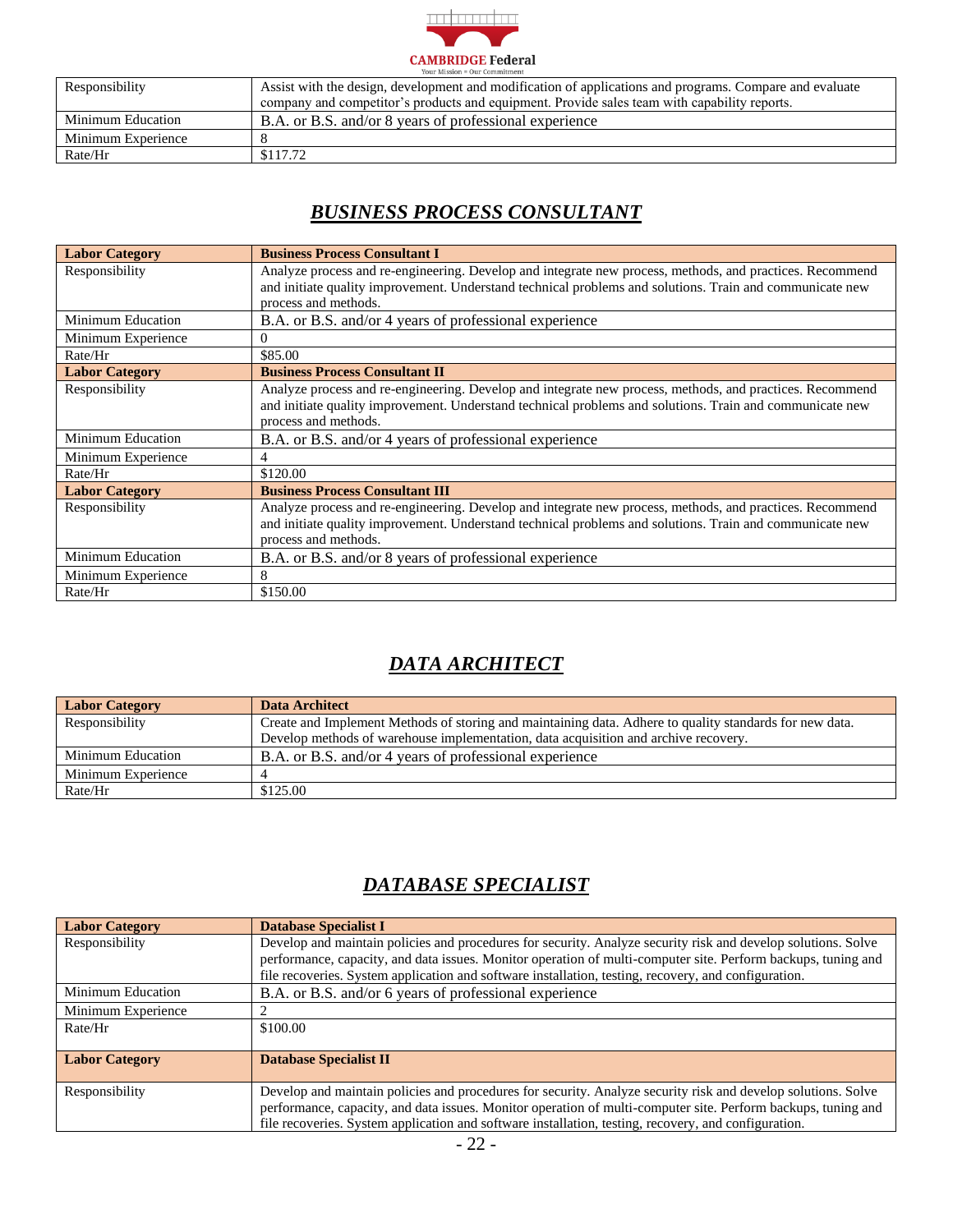| | |
|---|---|
| Responsibility | Assist with the design, development and modification of applications and programs. Compare and evaluate company and competitor's products and equipment. Provide sales team with capability reports. |
| Minimum Education | B.A. or B.S. and/or 8 years of professional experience |
| Minimum Experience | 8 |
| Rate/Hr | $117.72 |

## ***BUSINESS PROCESS CONSULTANT***

| **Labor Category** | **Business Process Consultant I** |
|---|---|
| Responsibility | Analyze process and re-engineering. Develop and integrate new process, methods, and practices. Recommend and initiate quality improvement. Understand technical problems and solutions. Train and communicate new process and methods. |
| Minimum Education | B.A. or B.S. and/or 4 years of professional experience |
| Minimum Experience | 0 |
| Rate/Hr | $85.00 |
| **Labor Category** | **Business Process Consultant II** |
| Responsibility | Analyze process and re-engineering. Develop and integrate new process, methods, and practices. Recommend and initiate quality improvement. Understand technical problems and solutions. Train and communicate new process and methods. |
| Minimum Education | B.A. or B.S. and/or 4 years of professional experience |
| Minimum Experience | 4 |
| Rate/Hr | $120.00 |
| **Labor Category** | **Business Process Consultant III** |
| Responsibility | Analyze process and re-engineering. Develop and integrate new process, methods, and practices. Recommend and initiate quality improvement. Understand technical problems and solutions. Train and communicate new process and methods. |
| Minimum Education | B.A. or B.S. and/or 8 years of professional experience |
| Minimum Experience | 8 |
| Rate/Hr | $150.00 |

## ***DATA ARCHITECT***

| **Labor Category** | **Data Architect** |
|---|---|
| Responsibility | Create and Implement Methods of storing and maintaining data. Adhere to quality standards for new data. Develop methods of warehouse implementation, data acquisition and archive recovery. |
| Minimum Education | B.A. or B.S. and/or 4 years of professional experience |
| Minimum Experience | 4 |
| Rate/Hr | $125.00 |

## ***DATABASE SPECIALIST***

| **Labor Category** | **Database Specialist I** |
|---|---|
| Responsibility | Develop and maintain policies and procedures for security. Analyze security risk and develop solutions. Solve performance, capacity, and data issues. Monitor operation of multi-computer site. Perform backups, tuning and file recoveries. System application and software installation, testing, recovery, and configuration. |
| Minimum Education | B.A. or B.S. and/or 6 years of professional experience |
| Minimum Experience | 2 |
| Rate/Hr | $100.00 |
| **Labor Category** | **Database Specialist II** |
| Responsibility | Develop and maintain policies and procedures for security. Analyze security risk and develop solutions. Solve performance, capacity, and data issues. Monitor operation of multi-computer site. Perform backups, tuning and file recoveries. System application and software installation, testing, recovery, and configuration. |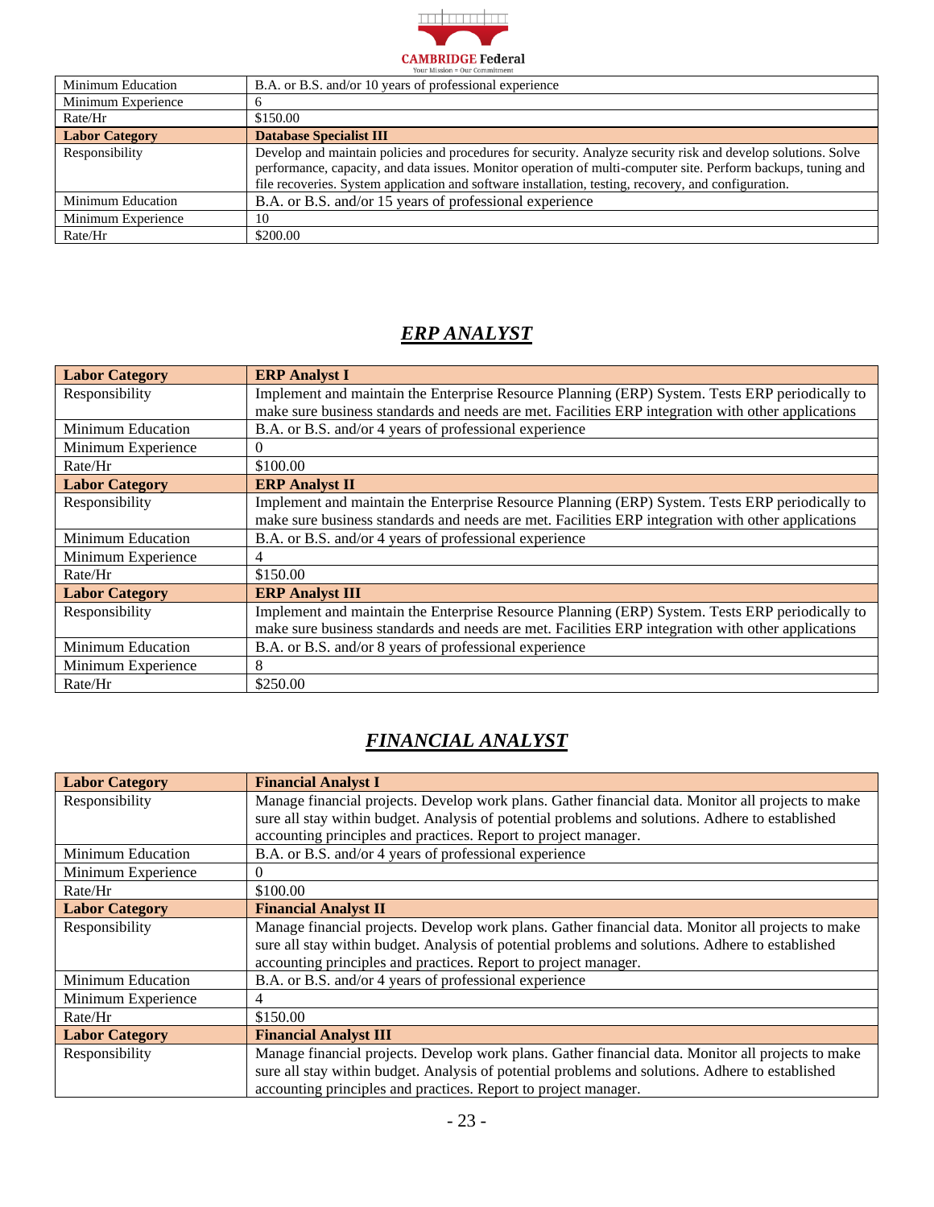| | |
|---|---|
| Minimum Education | B.A. or B.S. and/or 10 years of professional experience |
| Minimum Experience | 6 |
| Rate/Hr | $150.00 |
| **Labor Category** | **Database Specialist III** |
| Responsibility | Develop and maintain policies and procedures for security. Analyze security risk and develop solutions. Solve performance, capacity, and data issues. Monitor operation of multi-computer site. Perform backups, tuning and file recoveries. System application and software installation, testing, recovery, and configuration. |
| Minimum Education | B.A. or B.S. and/or 15 years of professional experience |
| Minimum Experience | 10 |
| Rate/Hr | $200.00 |

## ***ERP ANALYST***

| **Labor Category** | **ERP Analyst I** |
|---|---|
| Responsibility | Implement and maintain the Enterprise Resource Planning (ERP) System. Tests ERP periodically to make sure business standards and needs are met. Facilities ERP integration with other applications |
| Minimum Education | B.A. or B.S. and/or 4 years of professional experience |
| Minimum Experience | 0 |
| Rate/Hr | $100.00 |
| **Labor Category** | **ERP Analyst II** |
| Responsibility | Implement and maintain the Enterprise Resource Planning (ERP) System. Tests ERP periodically to make sure business standards and needs are met. Facilities ERP integration with other applications |
| Minimum Education | B.A. or B.S. and/or 4 years of professional experience |
| Minimum Experience | 4 |
| Rate/Hr | $150.00 |
| **Labor Category** | **ERP Analyst III** |
| Responsibility | Implement and maintain the Enterprise Resource Planning (ERP) System. Tests ERP periodically to make sure business standards and needs are met. Facilities ERP integration with other applications |
| Minimum Education | B.A. or B.S. and/or 8 years of professional experience |
| Minimum Experience | 8 |
| Rate/Hr | $250.00 |

## ***FINANCIAL ANALYST***

| **Labor Category** | **Financial Analyst I** |
|---|---|
| Responsibility | Manage financial projects. Develop work plans. Gather financial data. Monitor all projects to make sure all stay within budget. Analysis of potential problems and solutions. Adhere to established accounting principles and practices. Report to project manager. |
| Minimum Education | B.A. or B.S. and/or 4 years of professional experience |
| Minimum Experience | 0 |
| Rate/Hr | $100.00 |
| **Labor Category** | **Financial Analyst II** |
| Responsibility | Manage financial projects. Develop work plans. Gather financial data. Monitor all projects to make sure all stay within budget. Analysis of potential problems and solutions. Adhere to established accounting principles and practices. Report to project manager. |
| Minimum Education | B.A. or B.S. and/or 4 years of professional experience |
| Minimum Experience | 4 |
| Rate/Hr | $150.00 |
| **Labor Category** | **Financial Analyst III** |
| Responsibility | Manage financial projects. Develop work plans. Gather financial data. Monitor all projects to make sure all stay within budget. Analysis of potential problems and solutions. Adhere to established accounting principles and practices. Report to project manager. |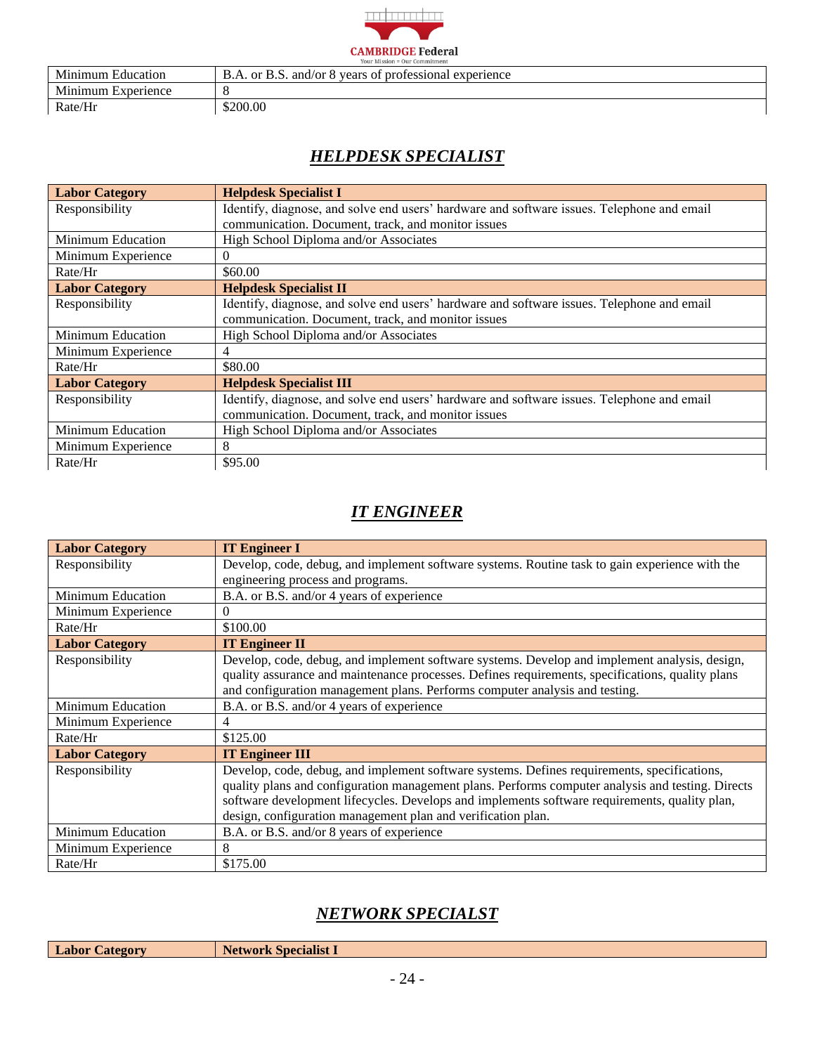| | |
|---|---|
| Minimum Education | B.A. or B.S. and/or 8 years of professional experience |
| Minimum Experience | 8 |
| Rate/Hr | $200.00 |

## ***HELPDESK SPECIALIST***

| **Labor Category** | **Helpdesk Specialist I** |
|---|---|
| Responsibility | Identify, diagnose, and solve end users' hardware and software issues. Telephone and email communication. Document, track, and monitor issues |
| Minimum Education | High School Diploma and/or Associates |
| Minimum Experience | 0 |
| Rate/Hr | $60.00 |
| **Labor Category** | **Helpdesk Specialist II** |
| Responsibility | Identify, diagnose, and solve end users' hardware and software issues. Telephone and email communication. Document, track, and monitor issues |
| Minimum Education | High School Diploma and/or Associates |
| Minimum Experience | 4 |
| Rate/Hr | $80.00 |
| **Labor Category** | **Helpdesk Specialist III** |
| Responsibility | Identify, diagnose, and solve end users' hardware and software issues. Telephone and email communication. Document, track, and monitor issues |
| Minimum Education | High School Diploma and/or Associates |
| Minimum Experience | 8 |
| Rate/Hr | $95.00 |

## ***IT ENGINEER***

| **Labor Category** | **IT Engineer I** |
|---|---|
| Responsibility | Develop, code, debug, and implement software systems. Routine task to gain experience with the engineering process and programs. |
| Minimum Education | B.A. or B.S. and/or 4 years of experience |
| Minimum Experience | 0 |
| Rate/Hr | $100.00 |
| **Labor Category** | **IT Engineer II** |
| Responsibility | Develop, code, debug, and implement software systems. Develop and implement analysis, design, quality assurance and maintenance processes. Defines requirements, specifications, quality plans and configuration management plans. Performs computer analysis and testing. |
| Minimum Education | B.A. or B.S. and/or 4 years of experience |
| Minimum Experience | 4 |
| Rate/Hr | $125.00 |
| **Labor Category** | **IT Engineer III** |
| Responsibility | Develop, code, debug, and implement software systems. Defines requirements, specifications, quality plans and configuration management plans. Performs computer analysis and testing. Directs software development lifecycles. Develops and implements software requirements, quality plan, design, configuration management plan and verification plan. |
| Minimum Education | B.A. or B.S. and/or 8 years of experience |
| Minimum Experience | 8 |
| Rate/Hr | $175.00 |

## ***NETWORK SPECIALST***

| **Labor Category** | **Network Specialist I** |
|---|---|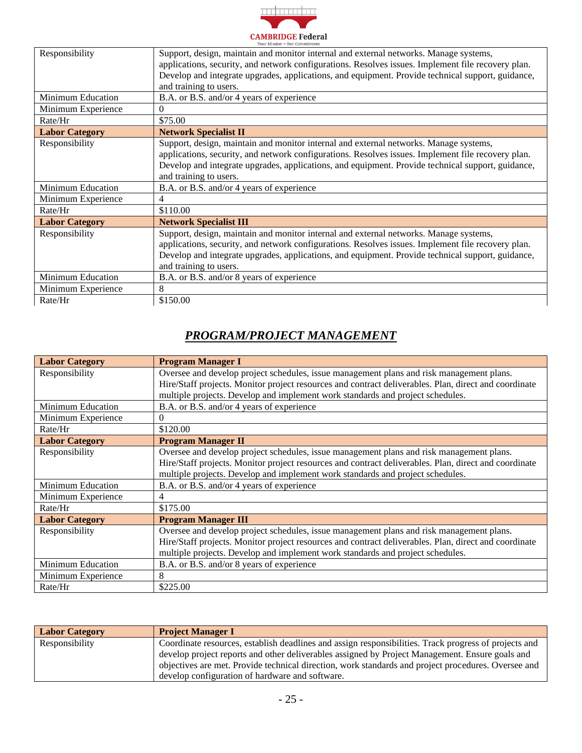| | |
|---|---|
| Responsibility | Support, design, maintain and monitor internal and external networks. Manage systems, applications, security, and network configurations. Resolves issues. Implement file recovery plan. Develop and integrate upgrades, applications, and equipment. Provide technical support, guidance, and training to users. |
| Minimum Education | B.A. or B.S. and/or 4 years of experience |
| Minimum Experience | 0 |
| Rate/Hr | $75.00 |
| **Labor Category** | **Network Specialist II** |
| Responsibility | Support, design, maintain and monitor internal and external networks. Manage systems, applications, security, and network configurations. Resolves issues. Implement file recovery plan. Develop and integrate upgrades, applications, and equipment. Provide technical support, guidance, and training to users. |
| Minimum Education | B.A. or B.S. and/or 4 years of experience |
| Minimum Experience | 4 |
| Rate/Hr | $110.00 |
| **Labor Category** | **Network Specialist III** |
| Responsibility | Support, design, maintain and monitor internal and external networks. Manage systems, applications, security, and network configurations. Resolves issues. Implement file recovery plan. Develop and integrate upgrades, applications, and equipment. Provide technical support, guidance, and training to users. |
| Minimum Education | B.A. or B.S. and/or 8 years of experience |
| Minimum Experience | 8 |
| Rate/Hr | $150.00 |

## ***PROGRAM/PROJECT MANAGEMENT***

| **Labor Category** | **Program Manager I** |
|---|---|
| Responsibility | Oversee and develop project schedules, issue management plans and risk management plans. Hire/Staff projects. Monitor project resources and contract deliverables. Plan, direct and coordinate multiple projects. Develop and implement work standards and project schedules. |
| Minimum Education | B.A. or B.S. and/or 4 years of experience |
| Minimum Experience | 0 |
| Rate/Hr | $120.00 |
| **Labor Category** | **Program Manager II** |
| Responsibility | Oversee and develop project schedules, issue management plans and risk management plans. Hire/Staff projects. Monitor project resources and contract deliverables. Plan, direct and coordinate multiple projects. Develop and implement work standards and project schedules. |
| Minimum Education | B.A. or B.S. and/or 4 years of experience |
| Minimum Experience | 4 |
| Rate/Hr | $175.00 |
| **Labor Category** | **Program Manager III** |
| Responsibility | Oversee and develop project schedules, issue management plans and risk management plans. Hire/Staff projects. Monitor project resources and contract deliverables. Plan, direct and coordinate multiple projects. Develop and implement work standards and project schedules. |
| Minimum Education | B.A. or B.S. and/or 8 years of experience |
| Minimum Experience | 8 |
| Rate/Hr | $225.00 |

| **Labor Category** | **Project Manager I** |
|---|---|
| Responsibility | Coordinate resources, establish deadlines and assign responsibilities. Track progress of projects and develop project reports and other deliverables assigned by Project Management. Ensure goals and objectives are met. Provide technical direction, work standards and project procedures. Oversee and develop configuration of hardware and software. |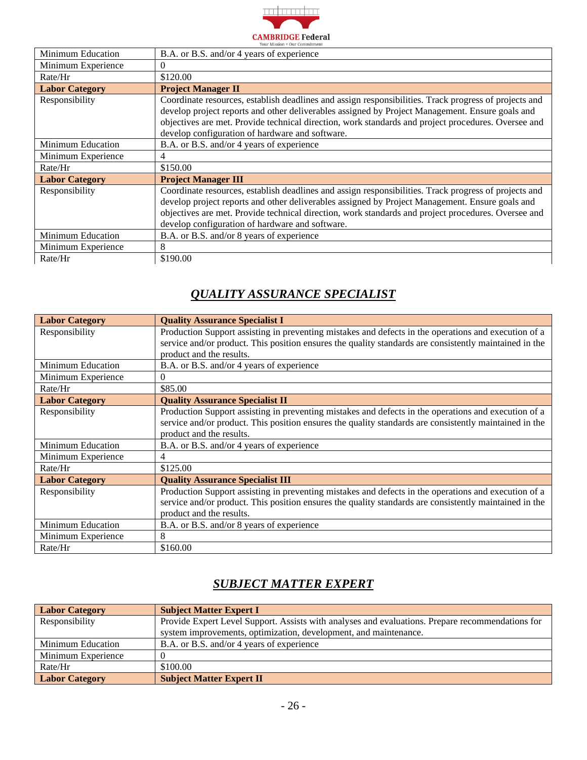| | |
|---|---|
| Minimum Education | B.A. or B.S. and/or 4 years of experience |
| Minimum Experience | 0 |
| Rate/Hr | $120.00 |
| **Labor Category** | **Project Manager II** |
| Responsibility | Coordinate resources, establish deadlines and assign responsibilities. Track progress of projects and develop project reports and other deliverables assigned by Project Management. Ensure goals and objectives are met. Provide technical direction, work standards and project procedures. Oversee and develop configuration of hardware and software. |
| Minimum Education | B.A. or B.S. and/or 4 years of experience |
| Minimum Experience | 4 |
| Rate/Hr | $150.00 |
| **Labor Category** | **Project Manager III** |
| Responsibility | Coordinate resources, establish deadlines and assign responsibilities. Track progress of projects and develop project reports and other deliverables assigned by Project Management. Ensure goals and objectives are met. Provide technical direction, work standards and project procedures. Oversee and develop configuration of hardware and software. |
| Minimum Education | B.A. or B.S. and/or 8 years of experience |
| Minimum Experience | 8 |
| Rate/Hr | $190.00 |

## ***QUALITY ASSURANCE SPECIALIST***

| **Labor Category** | **Quality Assurance Specialist I** |
|---|---|
| Responsibility | Production Support assisting in preventing mistakes and defects in the operations and execution of a service and/or product. This position ensures the quality standards are consistently maintained in the product and the results. |
| Minimum Education | B.A. or B.S. and/or 4 years of experience |
| Minimum Experience | 0 |
| Rate/Hr | $85.00 |
| **Labor Category** | **Quality Assurance Specialist II** |
| Responsibility | Production Support assisting in preventing mistakes and defects in the operations and execution of a service and/or product. This position ensures the quality standards are consistently maintained in the product and the results. |
| Minimum Education | B.A. or B.S. and/or 4 years of experience |
| Minimum Experience | 4 |
| Rate/Hr | $125.00 |
| **Labor Category** | **Quality Assurance Specialist III** |
| Responsibility | Production Support assisting in preventing mistakes and defects in the operations and execution of a service and/or product. This position ensures the quality standards are consistently maintained in the product and the results. |
| Minimum Education | B.A. or B.S. and/or 8 years of experience |
| Minimum Experience | 8 |
| Rate/Hr | $160.00 |

## ***SUBJECT MATTER EXPERT***

| **Labor Category** | **Subject Matter Expert I** |
|---|---|
| Responsibility | Provide Expert Level Support. Assists with analyses and evaluations. Prepare recommendations for system improvements, optimization, development, and maintenance. |
| Minimum Education | B.A. or B.S. and/or 4 years of experience |
| Minimum Experience | 0 |
| Rate/Hr | $100.00 |
| **Labor Category** | **Subject Matter Expert II** |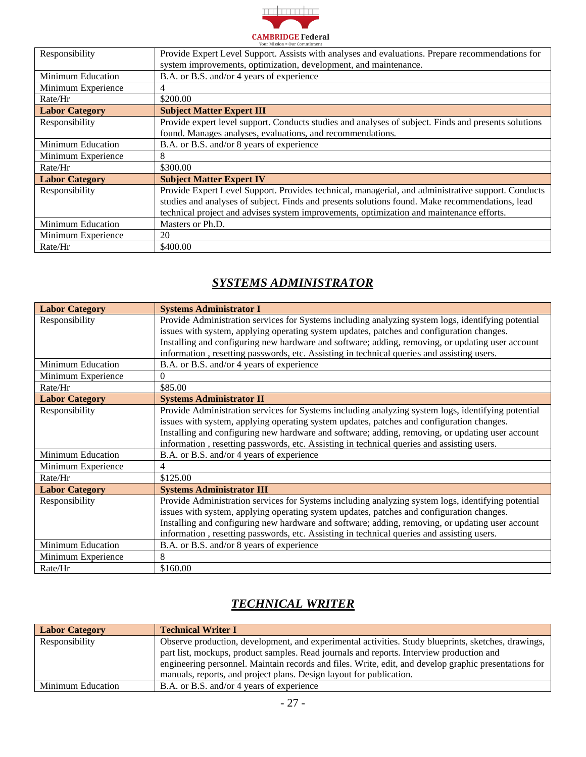| | |
|---|---|
| Responsibility | Provide Expert Level Support. Assists with analyses and evaluations. Prepare recommendations for system improvements, optimization, development, and maintenance. |
| Minimum Education | B.A. or B.S. and/or 4 years of experience |
| Minimum Experience | 4 |
| Rate/Hr | $200.00 |
| **Labor Category** | **Subject Matter Expert III** |
| Responsibility | Provide expert level support. Conducts studies and analyses of subject. Finds and presents solutions found. Manages analyses, evaluations, and recommendations. |
| Minimum Education | B.A. or B.S. and/or 8 years of experience |
| Minimum Experience | 8 |
| Rate/Hr | $300.00 |
| **Labor Category** | **Subject Matter Expert IV** |
| Responsibility | Provide Expert Level Support. Provides technical, managerial, and administrative support. Conducts studies and analyses of subject. Finds and presents solutions found. Make recommendations, lead technical project and advises system improvements, optimization and maintenance efforts. |
| Minimum Education | Masters or Ph.D. |
| Minimum Experience | 20 |
| Rate/Hr | $400.00 |

## ***SYSTEMS ADMINISTRATOR***

| **Labor Category** | **Systems Administrator I** |
|---|---|
| Responsibility | Provide Administration services for Systems including analyzing system logs, identifying potential issues with system, applying operating system updates, patches and configuration changes. Installing and configuring new hardware and software; adding, removing, or updating user account information , resetting passwords, etc. Assisting in technical queries and assisting users. |
| Minimum Education | B.A. or B.S. and/or 4 years of experience |
| Minimum Experience | 0 |
| Rate/Hr | $85.00 |
| **Labor Category** | **Systems Administrator II** |
| Responsibility | Provide Administration services for Systems including analyzing system logs, identifying potential issues with system, applying operating system updates, patches and configuration changes. Installing and configuring new hardware and software; adding, removing, or updating user account information , resetting passwords, etc. Assisting in technical queries and assisting users. |
| Minimum Education | B.A. or B.S. and/or 4 years of experience |
| Minimum Experience | 4 |
| Rate/Hr | $125.00 |
| **Labor Category** | **Systems Administrator III** |
| Responsibility | Provide Administration services for Systems including analyzing system logs, identifying potential issues with system, applying operating system updates, patches and configuration changes. Installing and configuring new hardware and software; adding, removing, or updating user account information , resetting passwords, etc. Assisting in technical queries and assisting users. |
| Minimum Education | B.A. or B.S. and/or 8 years of experience |
| Minimum Experience | 8 |
| Rate/Hr | $160.00 |

## ***TECHNICAL WRITER***

| **Labor Category** | **Technical Writer I** |
|---|---|
| Responsibility | Observe production, development, and experimental activities. Study blueprints, sketches, drawings, part list, mockups, product samples. Read journals and reports. Interview production and engineering personnel. Maintain records and files. Write, edit, and develop graphic presentations for manuals, reports, and project plans. Design layout for publication. |
| Minimum Education | B.A. or B.S. and/or 4 years of experience |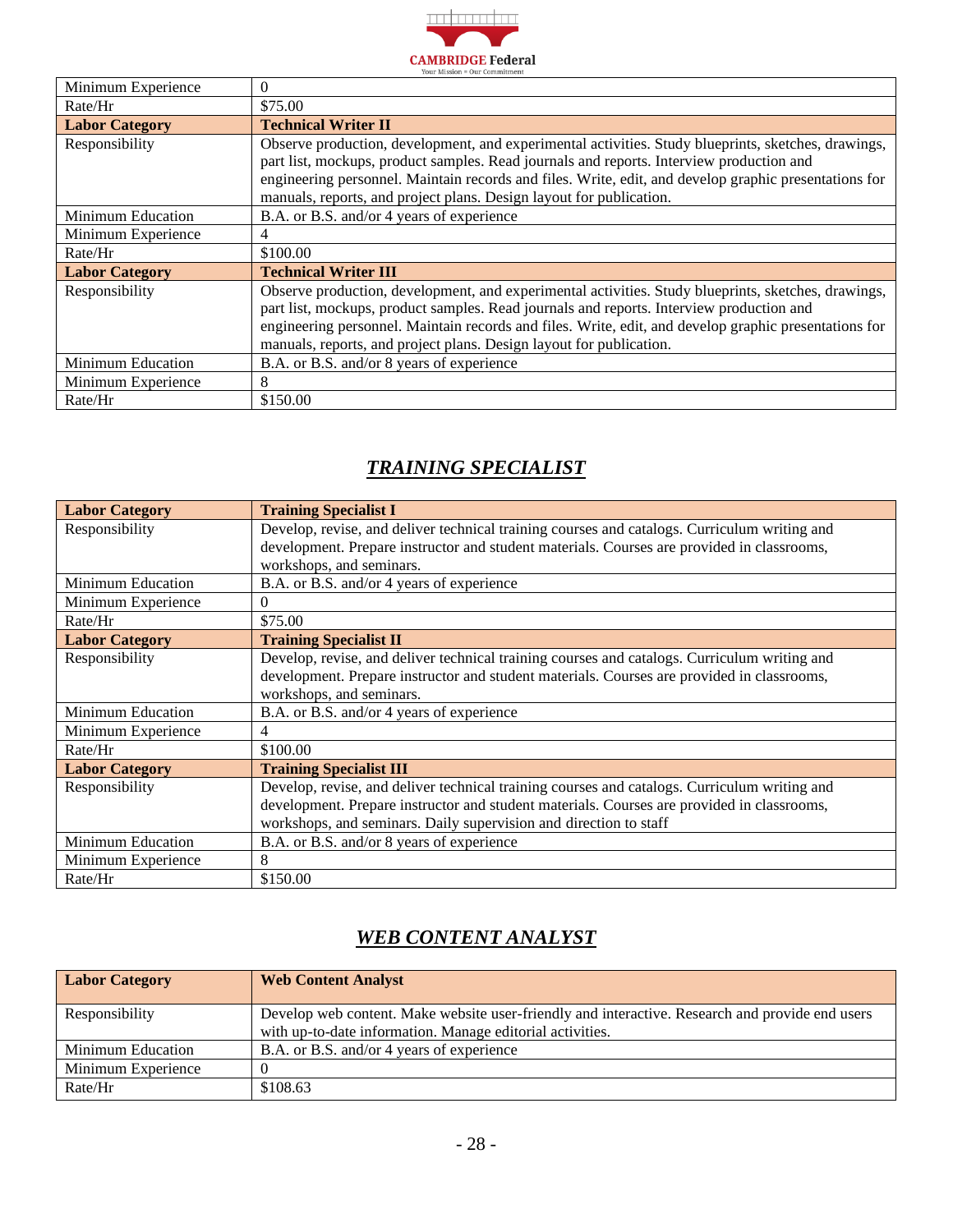| | |
|---|---|
| Minimum Experience | 0 |
| Rate/Hr | $75.00 |
| **Labor Category** | **Technical Writer II** |
| Responsibility | Observe production, development, and experimental activities. Study blueprints, sketches, drawings, part list, mockups, product samples. Read journals and reports. Interview production and engineering personnel. Maintain records and files. Write, edit, and develop graphic presentations for manuals, reports, and project plans. Design layout for publication. |
| Minimum Education | B.A. or B.S. and/or 4 years of experience |
| Minimum Experience | 4 |
| Rate/Hr | $100.00 |
| **Labor Category** | **Technical Writer III** |
| Responsibility | Observe production, development, and experimental activities. Study blueprints, sketches, drawings, part list, mockups, product samples. Read journals and reports. Interview production and engineering personnel. Maintain records and files. Write, edit, and develop graphic presentations for manuals, reports, and project plans. Design layout for publication. |
| Minimum Education | B.A. or B.S. and/or 8 years of experience |
| Minimum Experience | 8 |
| Rate/Hr | $150.00 |

## ***TRAINING SPECIALIST***

| **Labor Category** | **Training Specialist I** |
|---|---|
| Responsibility | Develop, revise, and deliver technical training courses and catalogs. Curriculum writing and development. Prepare instructor and student materials. Courses are provided in classrooms, workshops, and seminars. |
| Minimum Education | B.A. or B.S. and/or 4 years of experience |
| Minimum Experience | 0 |
| Rate/Hr | $75.00 |
| **Labor Category** | **Training Specialist II** |
| Responsibility | Develop, revise, and deliver technical training courses and catalogs. Curriculum writing and development. Prepare instructor and student materials. Courses are provided in classrooms, workshops, and seminars. |
| Minimum Education | B.A. or B.S. and/or 4 years of experience |
| Minimum Experience | 4 |
| Rate/Hr | $100.00 |
| **Labor Category** | **Training Specialist III** |
| Responsibility | Develop, revise, and deliver technical training courses and catalogs. Curriculum writing and development. Prepare instructor and student materials. Courses are provided in classrooms, workshops, and seminars. Daily supervision and direction to staff |
| Minimum Education | B.A. or B.S. and/or 8 years of experience |
| Minimum Experience | 8 |
| Rate/Hr | $150.00 |

## ***WEB CONTENT ANALYST***

| **Labor Category** | **Web Content Analyst** |
|---|---|
| Responsibility | Develop web content. Make website user-friendly and interactive. Research and provide end users with up-to-date information. Manage editorial activities. |
| Minimum Education | B.A. or B.S. and/or 4 years of experience |
| Minimum Experience | 0 |
| Rate/Hr | $108.63 |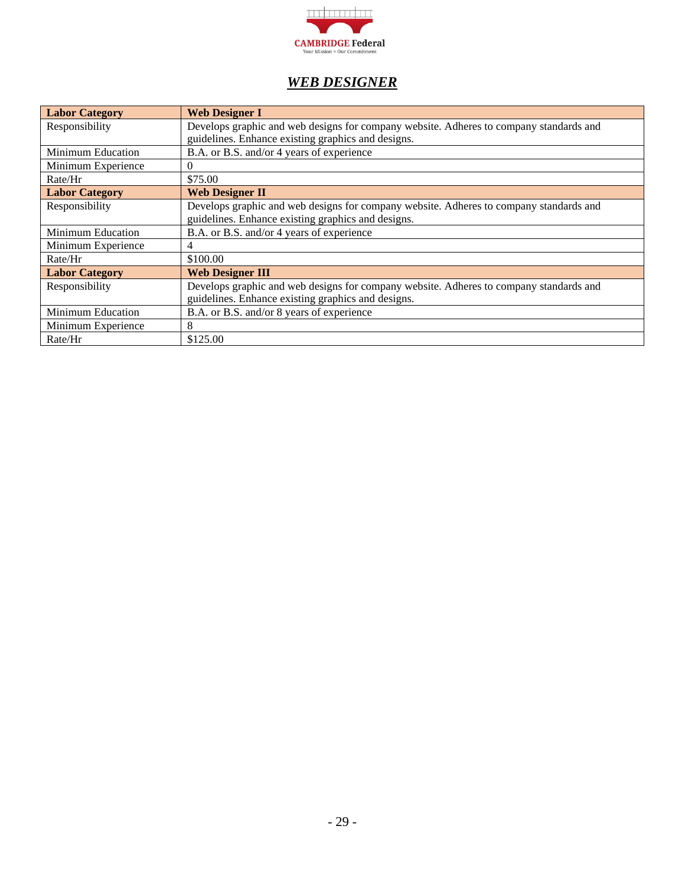# *WEB DESIGNER*

| **Labor Category** | **Web Designer I** |
|---|---|
| Responsibility | Develops graphic and web designs for company website. Adheres to company standards and guidelines. Enhance existing graphics and designs. |
| Minimum Education | B.A. or B.S. and/or 4 years of experience |
| Minimum Experience | 0 |
| Rate/Hr | $75.00 |
| **Labor Category** | **Web Designer II** |
| Responsibility | Develops graphic and web designs for company website. Adheres to company standards and guidelines. Enhance existing graphics and designs. |
| Minimum Education | B.A. or B.S. and/or 4 years of experience |
| Minimum Experience | 4 |
| Rate/Hr | $100.00 |
| **Labor Category** | **Web Designer III** |
| Responsibility | Develops graphic and web designs for company website. Adheres to company standards and guidelines. Enhance existing graphics and designs. |
| Minimum Education | B.A. or B.S. and/or 8 years of experience |
| Minimum Experience | 8 |
| Rate/Hr | $125.00 |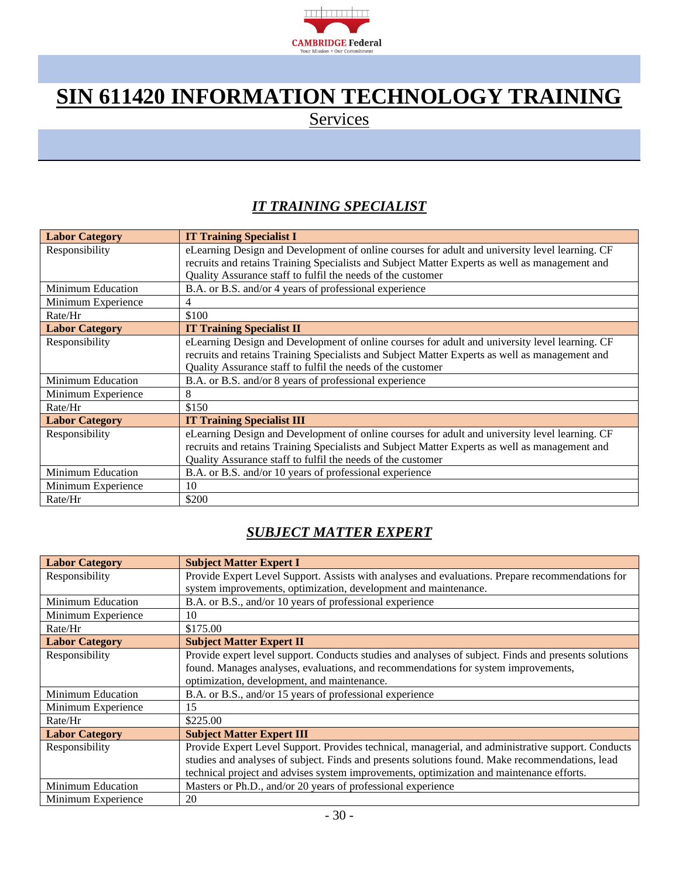# SIN 611420 INFORMATION TECHNOLOGY TRAINING

Services

## *IT TRAINING SPECIALIST*

| Labor Category | IT Training Specialist I |
|---|---|
| Responsibility | eLearning Design and Development of online courses for adult and university level learning. CF recruits and retains Training Specialists and Subject Matter Experts as well as management and Quality Assurance staff to fulfil the needs of the customer |
| Minimum Education | B.A. or B.S. and/or 4 years of professional experience |
| Minimum Experience | 4 |
| Rate/Hr | $100 |
| **Labor Category** | **IT Training Specialist II** |
| Responsibility | eLearning Design and Development of online courses for adult and university level learning. CF recruits and retains Training Specialists and Subject Matter Experts as well as management and Quality Assurance staff to fulfil the needs of the customer |
| Minimum Education | B.A. or B.S. and/or 8 years of professional experience |
| Minimum Experience | 8 |
| Rate/Hr | $150 |
| **Labor Category** | **IT Training Specialist III** |
| Responsibility | eLearning Design and Development of online courses for adult and university level learning. CF recruits and retains Training Specialists and Subject Matter Experts as well as management and Quality Assurance staff to fulfil the needs of the customer |
| Minimum Education | B.A. or B.S. and/or 10 years of professional experience |
| Minimum Experience | 10 |
| Rate/Hr | $200 |

## *SUBJECT MATTER EXPERT*

| Labor Category | Subject Matter Expert I |
|---|---|
| Responsibility | Provide Expert Level Support. Assists with analyses and evaluations. Prepare recommendations for system improvements, optimization, development and maintenance. |
| Minimum Education | B.A. or B.S., and/or 10 years of professional experience |
| Minimum Experience | 10 |
| Rate/Hr | $175.00 |
| **Labor Category** | **Subject Matter Expert II** |
| Responsibility | Provide expert level support. Conducts studies and analyses of subject. Finds and presents solutions found. Manages analyses, evaluations, and recommendations for system improvements, optimization, development, and maintenance. |
| Minimum Education | B.A. or B.S., and/or 15 years of professional experience |
| Minimum Experience | 15 |
| Rate/Hr | $225.00 |
| **Labor Category** | **Subject Matter Expert III** |
| Responsibility | Provide Expert Level Support. Provides technical, managerial, and administrative support. Conducts studies and analyses of subject. Finds and presents solutions found. Make recommendations, lead technical project and advises system improvements, optimization and maintenance efforts. |
| Minimum Education | Masters or Ph.D., and/or 20 years of professional experience |
| Minimum Experience | 20 |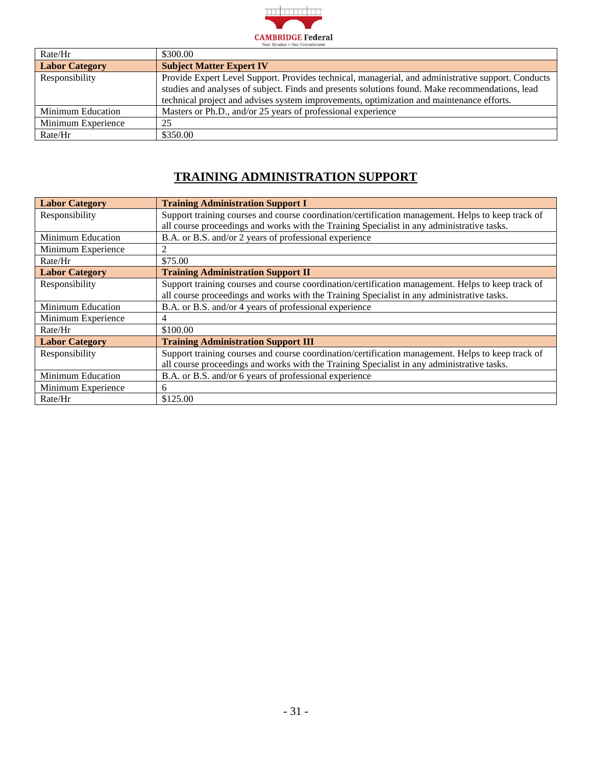| | |
|---|---|
| Rate/Hr | $300.00 |
| **Labor Category** | **Subject Matter Expert IV** |
| Responsibility | Provide Expert Level Support. Provides technical, managerial, and administrative support. Conducts studies and analyses of subject. Finds and presents solutions found. Make recommendations, lead technical project and advises system improvements, optimization and maintenance efforts. |
| Minimum Education | Masters or Ph.D., and/or 25 years of professional experience |
| Minimum Experience | 25 |
| Rate/Hr | $350.00 |

## TRAINING ADMINISTRATION SUPPORT

| **Labor Category** | **Training Administration Support I** |
|---|---|
| Responsibility | Support training courses and course coordination/certification management. Helps to keep track of all course proceedings and works with the Training Specialist in any administrative tasks. |
| Minimum Education | B.A. or B.S. and/or 2 years of professional experience |
| Minimum Experience | 2 |
| Rate/Hr | $75.00 |
| **Labor Category** | **Training Administration Support II** |
| Responsibility | Support training courses and course coordination/certification management. Helps to keep track of all course proceedings and works with the Training Specialist in any administrative tasks. |
| Minimum Education | B.A. or B.S. and/or 4 years of professional experience |
| Minimum Experience | 4 |
| Rate/Hr | $100.00 |
| **Labor Category** | **Training Administration Support III** |
| Responsibility | Support training courses and course coordination/certification management. Helps to keep track of all course proceedings and works with the Training Specialist in any administrative tasks. |
| Minimum Education | B.A. or B.S. and/or 6 years of professional experience |
| Minimum Experience | 6 |
| Rate/Hr | $125.00 |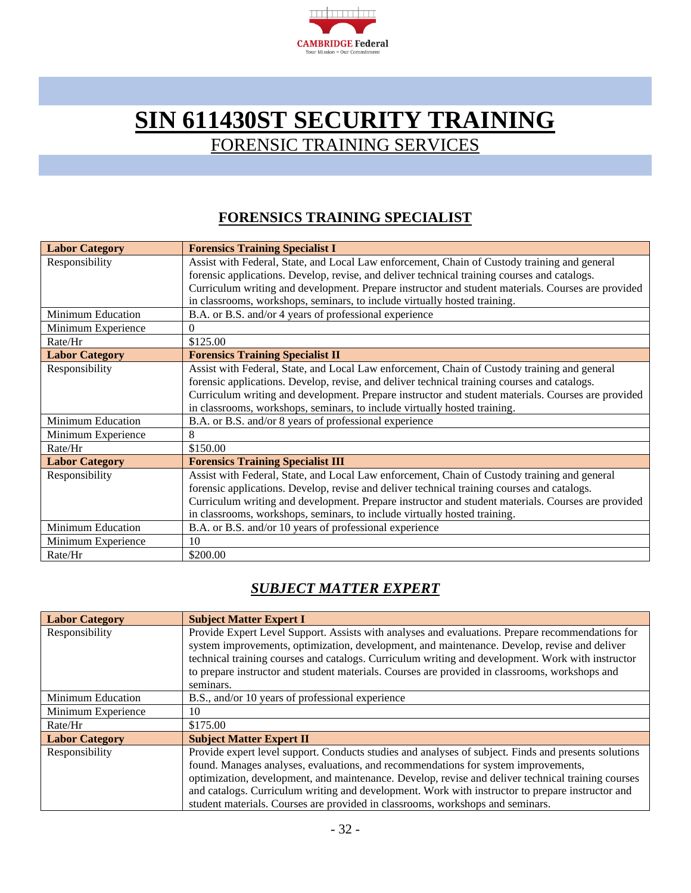# SIN 611430ST SECURITY TRAINING

## FORENSIC TRAINING SERVICES

### FORENSICS TRAINING SPECIALIST

| **Labor Category** | **Forensics Training Specialist I** |
|---|---|
| Responsibility | Assist with Federal, State, and Local Law enforcement, Chain of Custody training and general forensic applications. Develop, revise, and deliver technical training courses and catalogs. Curriculum writing and development. Prepare instructor and student materials. Courses are provided in classrooms, workshops, seminars, to include virtually hosted training. |
| Minimum Education | B.A. or B.S. and/or 4 years of professional experience |
| Minimum Experience | 0 |
| Rate/Hr | $125.00 |
| **Labor Category** | **Forensics Training Specialist II** |
| Responsibility | Assist with Federal, State, and Local Law enforcement, Chain of Custody training and general forensic applications. Develop, revise, and deliver technical training courses and catalogs. Curriculum writing and development. Prepare instructor and student materials. Courses are provided in classrooms, workshops, seminars, to include virtually hosted training. |
| Minimum Education | B.A. or B.S. and/or 8 years of professional experience |
| Minimum Experience | 8 |
| Rate/Hr | $150.00 |
| **Labor Category** | **Forensics Training Specialist III** |
| Responsibility | Assist with Federal, State, and Local Law enforcement, Chain of Custody training and general forensic applications. Develop, revise and deliver technical training courses and catalogs. Curriculum writing and development. Prepare instructor and student materials. Courses are provided in classrooms, workshops, seminars, to include virtually hosted training. |
| Minimum Education | B.A. or B.S. and/or 10 years of professional experience |
| Minimum Experience | 10 |
| Rate/Hr | $200.00 |

### *SUBJECT MATTER EXPERT*

| **Labor Category** | **Subject Matter Expert I** |
|---|---|
| Responsibility | Provide Expert Level Support. Assists with analyses and evaluations. Prepare recommendations for system improvements, optimization, development, and maintenance. Develop, revise and deliver technical training courses and catalogs. Curriculum writing and development. Work with instructor to prepare instructor and student materials. Courses are provided in classrooms, workshops and seminars. |
| Minimum Education | B.S., and/or 10 years of professional experience |
| Minimum Experience | 10 |
| Rate/Hr | $175.00 |
| **Labor Category** | **Subject Matter Expert II** |
| Responsibility | Provide expert level support. Conducts studies and analyses of subject. Finds and presents solutions found. Manages analyses, evaluations, and recommendations for system improvements, optimization, development, and maintenance. Develop, revise and deliver technical training courses and catalogs. Curriculum writing and development. Work with instructor to prepare instructor and student materials. Courses are provided in classrooms, workshops and seminars. |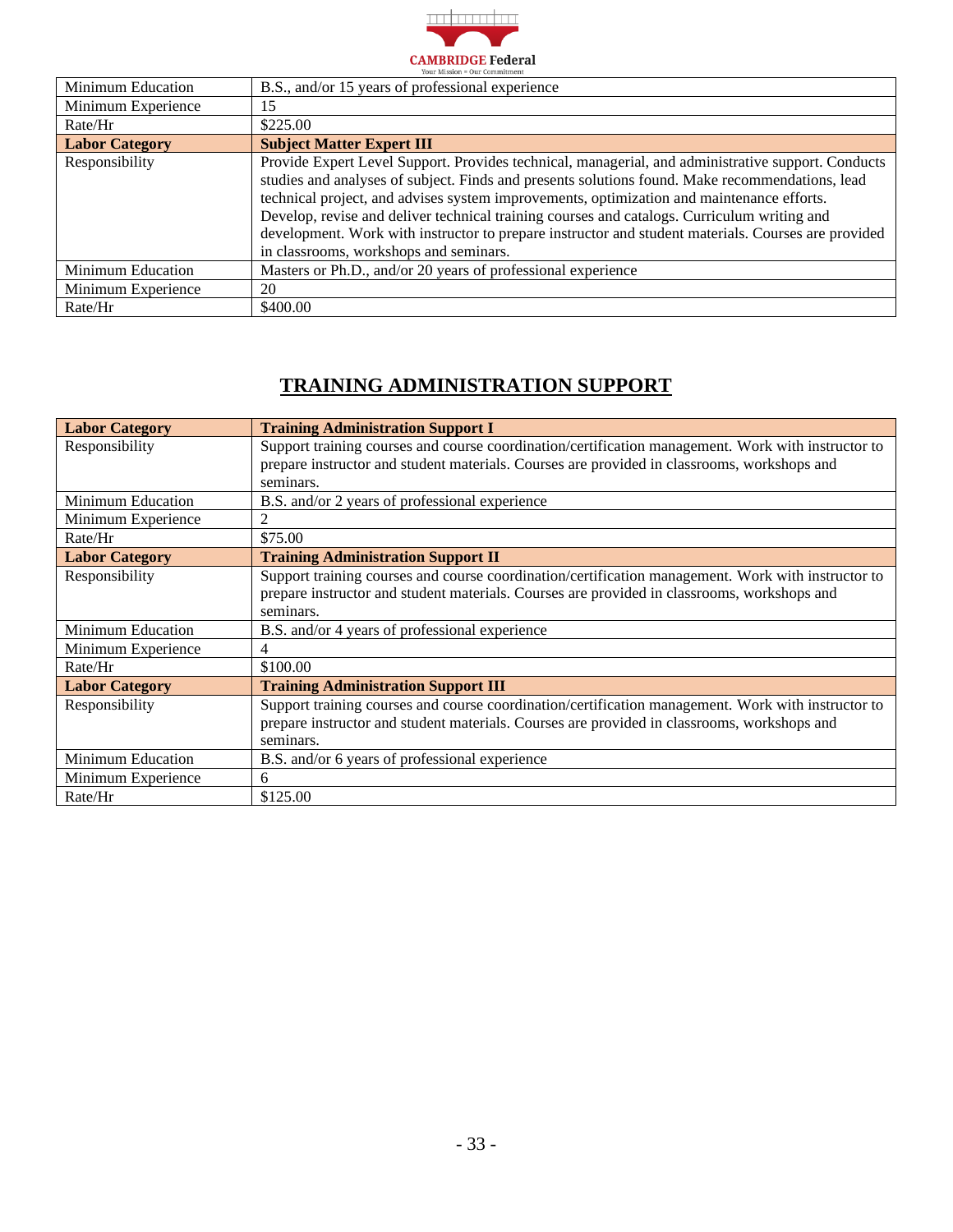| | |
|---|---|
| Minimum Education | B.S., and/or 15 years of professional experience |
| Minimum Experience | 15 |
| Rate/Hr | $225.00 |
| **Labor Category** | **Subject Matter Expert III** |
| Responsibility | Provide Expert Level Support. Provides technical, managerial, and administrative support. Conducts studies and analyses of subject. Finds and presents solutions found. Make recommendations, lead technical project, and advises system improvements, optimization and maintenance efforts. Develop, revise and deliver technical training courses and catalogs. Curriculum writing and development. Work with instructor to prepare instructor and student materials. Courses are provided in classrooms, workshops and seminars. |
| Minimum Education | Masters or Ph.D., and/or 20 years of professional experience |
| Minimum Experience | 20 |
| Rate/Hr | $400.00 |

## TRAINING ADMINISTRATION SUPPORT

| **Labor Category** | **Training Administration Support I** |
|---|---|
| Responsibility | Support training courses and course coordination/certification management. Work with instructor to prepare instructor and student materials. Courses are provided in classrooms, workshops and seminars. |
| Minimum Education | B.S. and/or 2 years of professional experience |
| Minimum Experience | 2 |
| Rate/Hr | $75.00 |
| **Labor Category** | **Training Administration Support II** |
| Responsibility | Support training courses and course coordination/certification management. Work with instructor to prepare instructor and student materials. Courses are provided in classrooms, workshops and seminars. |
| Minimum Education | B.S. and/or 4 years of professional experience |
| Minimum Experience | 4 |
| Rate/Hr | $100.00 |
| **Labor Category** | **Training Administration Support III** |
| Responsibility | Support training courses and course coordination/certification management. Work with instructor to prepare instructor and student materials. Courses are provided in classrooms, workshops and seminars. |
| Minimum Education | B.S. and/or 6 years of professional experience |
| Minimum Experience | 6 |
| Rate/Hr | $125.00 |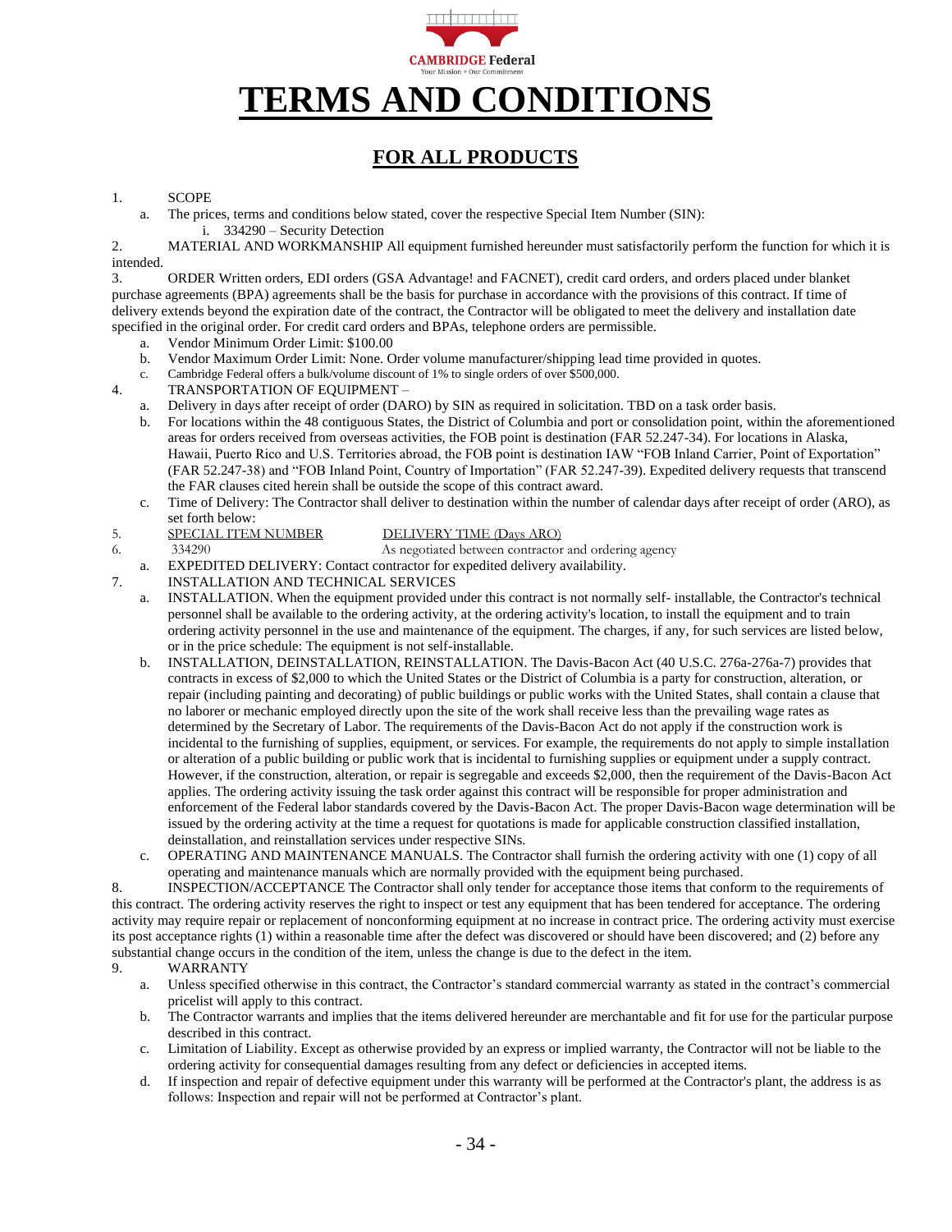CAMBRIDGE Federal

Your Mission = Our Commitment

# TERMS AND CONDITIONS

## FOR ALL PRODUCTS

1. SCOPE
   a. The prices, terms and conditions below stated, cover the respective Special Item Number (SIN):
      i. 334290 – Security Detection
2. MATERIAL AND WORKMANSHIP All equipment furnished hereunder must satisfactorily perform the function for which it is intended.
3. ORDER Written orders, EDI orders (GSA Advantage! and FACNET), credit card orders, and orders placed under blanket purchase agreements (BPA) agreements shall be the basis for purchase in accordance with the provisions of this contract. If time of delivery extends beyond the expiration date of the contract, the Contractor will be obligated to meet the delivery and installation date specified in the original order. For credit card orders and BPAs, telephone orders are permissible.
   a. Vendor Minimum Order Limit: $100.00
   b. Vendor Maximum Order Limit: None. Order volume manufacturer/shipping lead time provided in quotes.
   c. Cambridge Federal offers a bulk/volume discount of 1% to single orders of over $500,000.
4. TRANSPORTATION OF EQUIPMENT –
   a. Delivery in days after receipt of order (DARO) by SIN as required in solicitation. TBD on a task order basis.
   b. For locations within the 48 contiguous States, the District of Columbia and port or consolidation point, within the aforementioned areas for orders received from overseas activities, the FOB point is destination (FAR 52.247-34). For locations in Alaska, Hawaii, Puerto Rico and U.S. Territories abroad, the FOB point is destination IAW "FOB Inland Carrier, Point of Exportation" (FAR 52.247-38) and "FOB Inland Point, Country of Importation" (FAR 52.247-39). Expedited delivery requests that transcend the FAR clauses cited herein shall be outside the scope of this contract award.
   c. Time of Delivery: The Contractor shall deliver to destination within the number of calendar days after receipt of order (ARO), as set forth below:
5. SPECIAL ITEM NUMBER — DELIVERY TIME (Days ARO)
6. 334290 — As negotiated between contractor and ordering agency
   a. EXPEDITED DELIVERY: Contact contractor for expedited delivery availability.
7. INSTALLATION AND TECHNICAL SERVICES
   a. INSTALLATION. When the equipment provided under this contract is not normally self- installable, the Contractor's technical personnel shall be available to the ordering activity, at the ordering activity's location, to install the equipment and to train ordering activity personnel in the use and maintenance of the equipment. The charges, if any, for such services are listed below, or in the price schedule: The equipment is not self-installable.
   b. INSTALLATION, DEINSTALLATION, REINSTALLATION. The Davis-Bacon Act (40 U.S.C. 276a-276a-7) provides that contracts in excess of $2,000 to which the United States or the District of Columbia is a party for construction, alteration, or repair (including painting and decorating) of public buildings or public works with the United States, shall contain a clause that no laborer or mechanic employed directly upon the site of the work shall receive less than the prevailing wage rates as determined by the Secretary of Labor. The requirements of the Davis-Bacon Act do not apply if the construction work is incidental to the furnishing of supplies, equipment, or services. For example, the requirements do not apply to simple installation or alteration of a public building or public work that is incidental to furnishing supplies or equipment under a supply contract. However, if the construction, alteration, or repair is segregable and exceeds $2,000, then the requirement of the Davis-Bacon Act applies. The ordering activity issuing the task order against this contract will be responsible for proper administration and enforcement of the Federal labor standards covered by the Davis-Bacon Act. The proper Davis-Bacon wage determination will be issued by the ordering activity at the time a request for quotations is made for applicable construction classified installation, deinstallation, and reinstallation services under respective SINs.
   c. OPERATING AND MAINTENANCE MANUALS. The Contractor shall furnish the ordering activity with one (1) copy of all operating and maintenance manuals which are normally provided with the equipment being purchased.
8. INSPECTION/ACCEPTANCE The Contractor shall only tender for acceptance those items that conform to the requirements of this contract. The ordering activity reserves the right to inspect or test any equipment that has been tendered for acceptance. The ordering activity may require repair or replacement of nonconforming equipment at no increase in contract price. The ordering activity must exercise its post acceptance rights (1) within a reasonable time after the defect was discovered or should have been discovered; and (2) before any substantial change occurs in the condition of the item, unless the change is due to the defect in the item.
9. WARRANTY
   a. Unless specified otherwise in this contract, the Contractor's standard commercial warranty as stated in the contract's commercial pricelist will apply to this contract.
   b. The Contractor warrants and implies that the items delivered hereunder are merchantable and fit for use for the particular purpose described in this contract.
   c. Limitation of Liability. Except as otherwise provided by an express or implied warranty, the Contractor will not be liable to the ordering activity for consequential damages resulting from any defect or deficiencies in accepted items.
   d. If inspection and repair of defective equipment under this warranty will be performed at the Contractor's plant, the address is as follows: Inspection and repair will not be performed at Contractor's plant.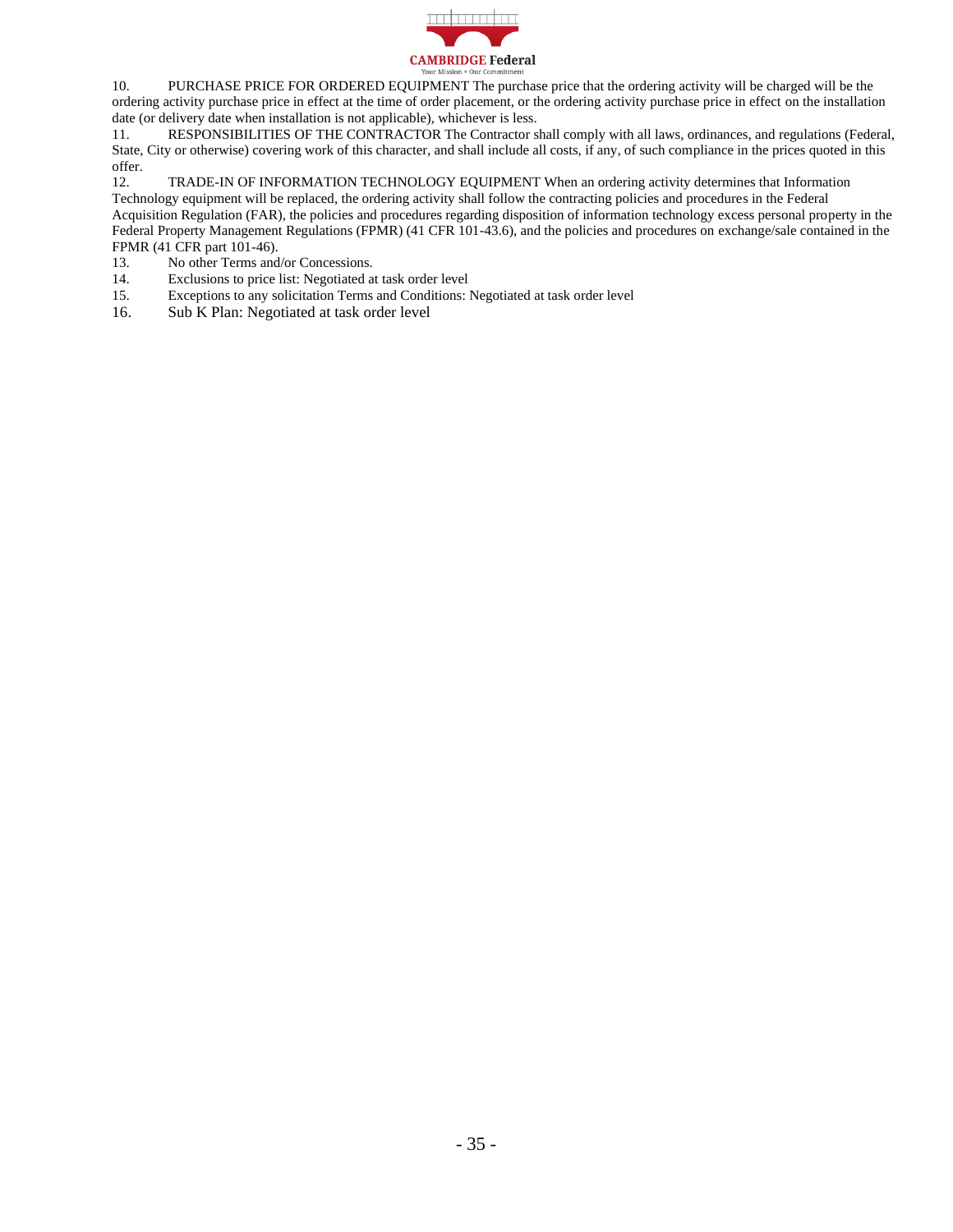10. PURCHASE PRICE FOR ORDERED EQUIPMENT The purchase price that the ordering activity will be charged will be the ordering activity purchase price in effect at the time of order placement, or the ordering activity purchase price in effect on the installation date (or delivery date when installation is not applicable), whichever is less.

11. RESPONSIBILITIES OF THE CONTRACTOR The Contractor shall comply with all laws, ordinances, and regulations (Federal, State, City or otherwise) covering work of this character, and shall include all costs, if any, of such compliance in the prices quoted in this offer.

12. TRADE-IN OF INFORMATION TECHNOLOGY EQUIPMENT When an ordering activity determines that Information Technology equipment will be replaced, the ordering activity shall follow the contracting policies and procedures in the Federal Acquisition Regulation (FAR), the policies and procedures regarding disposition of information technology excess personal property in the Federal Property Management Regulations (FPMR) (41 CFR 101-43.6), and the policies and procedures on exchange/sale contained in the FPMR (41 CFR part 101-46).

13. No other Terms and/or Concessions.

14. Exclusions to price list: Negotiated at task order level

15. Exceptions to any solicitation Terms and Conditions: Negotiated at task order level

16. Sub K Plan: Negotiated at task order level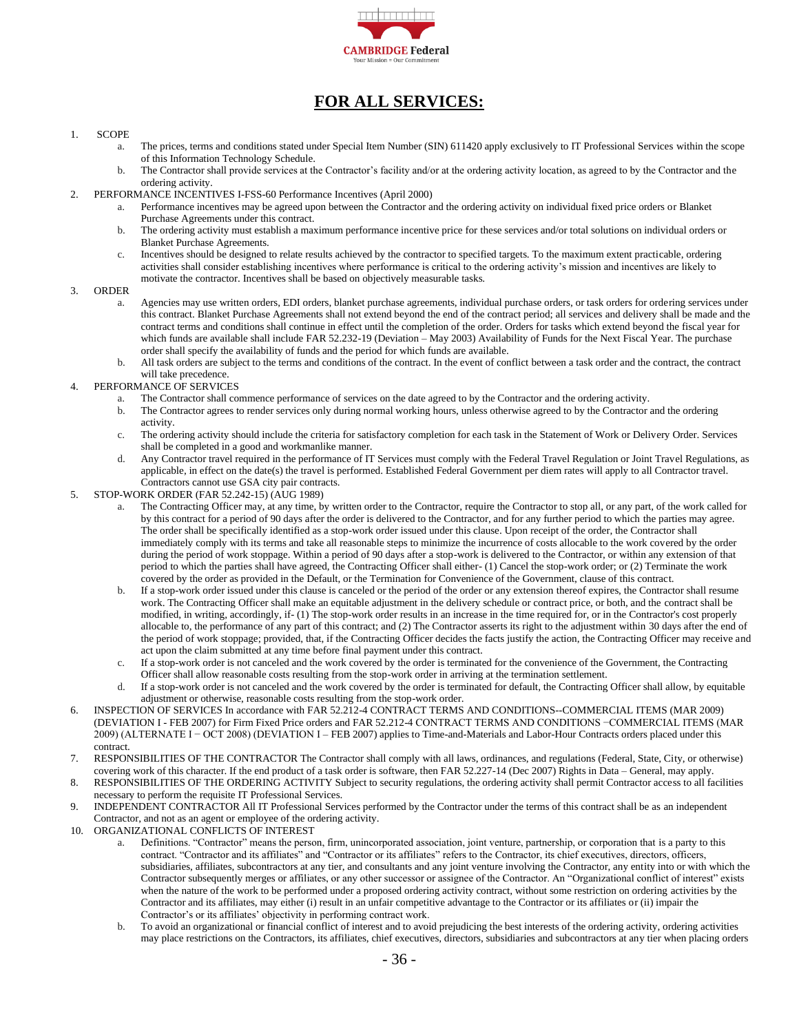# FOR ALL SERVICES:

1. SCOPE
   a. The prices, terms and conditions stated under Special Item Number (SIN) 611420 apply exclusively to IT Professional Services within the scope of this Information Technology Schedule.
   b. The Contractor shall provide services at the Contractor's facility and/or at the ordering activity location, as agreed to by the Contractor and the ordering activity.
2. PERFORMANCE INCENTIVES I-FSS-60 Performance Incentives (April 2000)
   a. Performance incentives may be agreed upon between the Contractor and the ordering activity on individual fixed price orders or Blanket Purchase Agreements under this contract.
   b. The ordering activity must establish a maximum performance incentive price for these services and/or total solutions on individual orders or Blanket Purchase Agreements.
   c. Incentives should be designed to relate results achieved by the contractor to specified targets. To the maximum extent practicable, ordering activities shall consider establishing incentives where performance is critical to the ordering activity's mission and incentives are likely to motivate the contractor. Incentives shall be based on objectively measurable tasks.
3. ORDER
   a. Agencies may use written orders, EDI orders, blanket purchase agreements, individual purchase orders, or task orders for ordering services under this contract. Blanket Purchase Agreements shall not extend beyond the end of the contract period; all services and delivery shall be made and the contract terms and conditions shall continue in effect until the completion of the order. Orders for tasks which extend beyond the fiscal year for which funds are available shall include FAR 52.232-19 (Deviation – May 2003) Availability of Funds for the Next Fiscal Year. The purchase order shall specify the availability of funds and the period for which funds are available.
   b. All task orders are subject to the terms and conditions of the contract. In the event of conflict between a task order and the contract, the contract will take precedence.
4. PERFORMANCE OF SERVICES
   a. The Contractor shall commence performance of services on the date agreed to by the Contractor and the ordering activity.
   b. The Contractor agrees to render services only during normal working hours, unless otherwise agreed to by the Contractor and the ordering activity.
   c. The ordering activity should include the criteria for satisfactory completion for each task in the Statement of Work or Delivery Order. Services shall be completed in a good and workmanlike manner.
   d. Any Contractor travel required in the performance of IT Services must comply with the Federal Travel Regulation or Joint Travel Regulations, as applicable, in effect on the date(s) the travel is performed. Established Federal Government per diem rates will apply to all Contractor travel. Contractors cannot use GSA city pair contracts.
5. STOP-WORK ORDER (FAR 52.242-15) (AUG 1989)
   a. The Contracting Officer may, at any time, by written order to the Contractor, require the Contractor to stop all, or any part, of the work called for by this contract for a period of 90 days after the order is delivered to the Contractor, and for any further period to which the parties may agree. The order shall be specifically identified as a stop-work order issued under this clause. Upon receipt of the order, the Contractor shall immediately comply with its terms and take all reasonable steps to minimize the incurrence of costs allocable to the work covered by the order during the period of work stoppage. Within a period of 90 days after a stop-work is delivered to the Contractor, or within any extension of that period to which the parties shall have agreed, the Contracting Officer shall either- (1) Cancel the stop-work order; or (2) Terminate the work covered by the order as provided in the Default, or the Termination for Convenience of the Government, clause of this contract.
   b. If a stop-work order issued under this clause is canceled or the period of the order or any extension thereof expires, the Contractor shall resume work. The Contracting Officer shall make an equitable adjustment in the delivery schedule or contract price, or both, and the contract shall be modified, in writing, accordingly, if- (1) The stop-work order results in an increase in the time required for, or in the Contractor's cost properly allocable to, the performance of any part of this contract; and (2) The Contractor asserts its right to the adjustment within 30 days after the end of the period of work stoppage; provided, that, if the Contracting Officer decides the facts justify the action, the Contracting Officer may receive and act upon the claim submitted at any time before final payment under this contract.
   c. If a stop-work order is not canceled and the work covered by the order is terminated for the convenience of the Government, the Contracting Officer shall allow reasonable costs resulting from the stop-work order in arriving at the termination settlement.
   d. If a stop-work order is not canceled and the work covered by the order is terminated for default, the Contracting Officer shall allow, by equitable adjustment or otherwise, reasonable costs resulting from the stop-work order.
6. INSPECTION OF SERVICES In accordance with FAR 52.212-4 CONTRACT TERMS AND CONDITIONS--COMMERCIAL ITEMS (MAR 2009) (DEVIATION I - FEB 2007) for Firm Fixed Price orders and FAR 52.212-4 CONTRACT TERMS AND CONDITIONS −COMMERCIAL ITEMS (MAR 2009) (ALTERNATE I − OCT 2008) (DEVIATION I – FEB 2007) applies to Time-and-Materials and Labor-Hour Contracts orders placed under this contract.
7. RESPONSIBILITIES OF THE CONTRACTOR The Contractor shall comply with all laws, ordinances, and regulations (Federal, State, City, or otherwise) covering work of this character. If the end product of a task order is software, then FAR 52.227-14 (Dec 2007) Rights in Data – General, may apply.
8. RESPONSIBILITIES OF THE ORDERING ACTIVITY Subject to security regulations, the ordering activity shall permit Contractor access to all facilities necessary to perform the requisite IT Professional Services.
9. INDEPENDENT CONTRACTOR All IT Professional Services performed by the Contractor under the terms of this contract shall be as an independent Contractor, and not as an agent or employee of the ordering activity.
10. ORGANIZATIONAL CONFLICTS OF INTEREST
    a. Definitions. "Contractor" means the person, firm, unincorporated association, joint venture, partnership, or corporation that is a party to this contract. "Contractor and its affiliates" and "Contractor or its affiliates" refers to the Contractor, its chief executives, directors, officers, subsidiaries, affiliates, subcontractors at any tier, and consultants and any joint venture involving the Contractor, any entity into or with which the Contractor subsequently merges or affiliates, or any other successor or assignee of the Contractor. An "Organizational conflict of interest" exists when the nature of the work to be performed under a proposed ordering activity contract, without some restriction on ordering activities by the Contractor and its affiliates, may either (i) result in an unfair competitive advantage to the Contractor or its affiliates or (ii) impair the Contractor's or its affiliates' objectivity in performing contract work.
    b. To avoid an organizational or financial conflict of interest and to avoid prejudicing the best interests of the ordering activity, ordering activities may place restrictions on the Contractors, its affiliates, chief executives, directors, subsidiaries and subcontractors at any tier when placing orders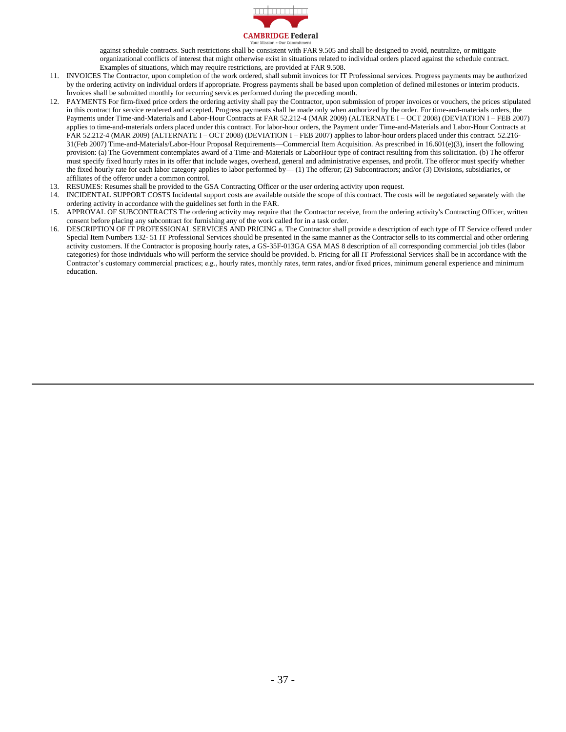against schedule contracts. Such restrictions shall be consistent with FAR 9.505 and shall be designed to avoid, neutralize, or mitigate organizational conflicts of interest that might otherwise exist in situations related to individual orders placed against the schedule contract. Examples of situations, which may require restrictions, are provided at FAR 9.508.

11. INVOICES The Contractor, upon completion of the work ordered, shall submit invoices for IT Professional services. Progress payments may be authorized by the ordering activity on individual orders if appropriate. Progress payments shall be based upon completion of defined milestones or interim products. Invoices shall be submitted monthly for recurring services performed during the preceding month.
12. PAYMENTS For firm-fixed price orders the ordering activity shall pay the Contractor, upon submission of proper invoices or vouchers, the prices stipulated in this contract for service rendered and accepted. Progress payments shall be made only when authorized by the order. For time-and-materials orders, the Payments under Time-and-Materials and Labor-Hour Contracts at FAR 52.212-4 (MAR 2009) (ALTERNATE I – OCT 2008) (DEVIATION I – FEB 2007) applies to time-and-materials orders placed under this contract. For labor-hour orders, the Payment under Time-and-Materials and Labor-Hour Contracts at FAR 52.212-4 (MAR 2009) (ALTERNATE I – OCT 2008) (DEVIATION I – FEB 2007) applies to labor-hour orders placed under this contract. 52.216-31(Feb 2007) Time-and-Materials/Labor-Hour Proposal Requirements—Commercial Item Acquisition. As prescribed in 16.601(e)(3), insert the following provision: (a) The Government contemplates award of a Time-and-Materials or LaborHour type of contract resulting from this solicitation. (b) The offeror must specify fixed hourly rates in its offer that include wages, overhead, general and administrative expenses, and profit. The offeror must specify whether the fixed hourly rate for each labor category applies to labor performed by— (1) The offeror; (2) Subcontractors; and/or (3) Divisions, subsidiaries, or affiliates of the offeror under a common control.
13. RESUMES: Resumes shall be provided to the GSA Contracting Officer or the user ordering activity upon request.
14. INCIDENTAL SUPPORT COSTS Incidental support costs are available outside the scope of this contract. The costs will be negotiated separately with the ordering activity in accordance with the guidelines set forth in the FAR.
15. APPROVAL OF SUBCONTRACTS The ordering activity may require that the Contractor receive, from the ordering activity's Contracting Officer, written consent before placing any subcontract for furnishing any of the work called for in a task order.
16. DESCRIPTION OF IT PROFESSIONAL SERVICES AND PRICING a. The Contractor shall provide a description of each type of IT Service offered under Special Item Numbers 132- 51 IT Professional Services should be presented in the same manner as the Contractor sells to its commercial and other ordering activity customers. If the Contractor is proposing hourly rates, a GS-35F-013GA GSA MAS 8 description of all corresponding commercial job titles (labor categories) for those individuals who will perform the service should be provided. b. Pricing for all IT Professional Services shall be in accordance with the Contractor's customary commercial practices; e.g., hourly rates, monthly rates, term rates, and/or fixed prices, minimum general experience and minimum education.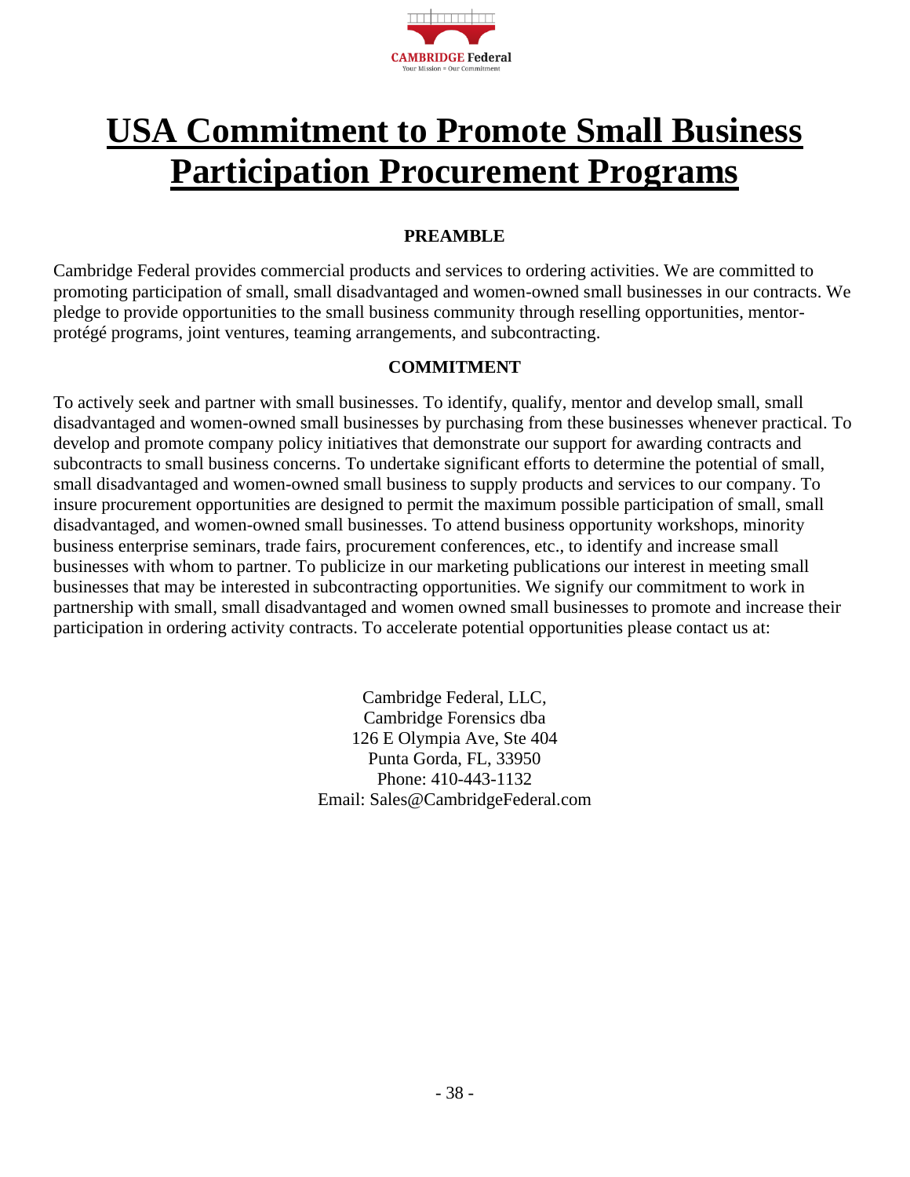# USA Commitment to Promote Small Business Participation Procurement Programs

### PREAMBLE

Cambridge Federal provides commercial products and services to ordering activities. We are committed to promoting participation of small, small disadvantaged and women-owned small businesses in our contracts. We pledge to provide opportunities to the small business community through reselling opportunities, mentor-protégé programs, joint ventures, teaming arrangements, and subcontracting.

### COMMITMENT

To actively seek and partner with small businesses. To identify, qualify, mentor and develop small, small disadvantaged and women-owned small businesses by purchasing from these businesses whenever practical. To develop and promote company policy initiatives that demonstrate our support for awarding contracts and subcontracts to small business concerns. To undertake significant efforts to determine the potential of small, small disadvantaged and women-owned small business to supply products and services to our company. To insure procurement opportunities are designed to permit the maximum possible participation of small, small disadvantaged, and women-owned small businesses. To attend business opportunity workshops, minority business enterprise seminars, trade fairs, procurement conferences, etc., to identify and increase small businesses with whom to partner. To publicize in our marketing publications our interest in meeting small businesses that may be interested in subcontracting opportunities. We signify our commitment to work in partnership with small, small disadvantaged and women owned small businesses to promote and increase their participation in ordering activity contracts. To accelerate potential opportunities please contact us at:

Cambridge Federal, LLC,
Cambridge Forensics dba
126 E Olympia Ave, Ste 404
Punta Gorda, FL, 33950
Phone: 410-443-1132
Email: Sales@CambridgeFederal.com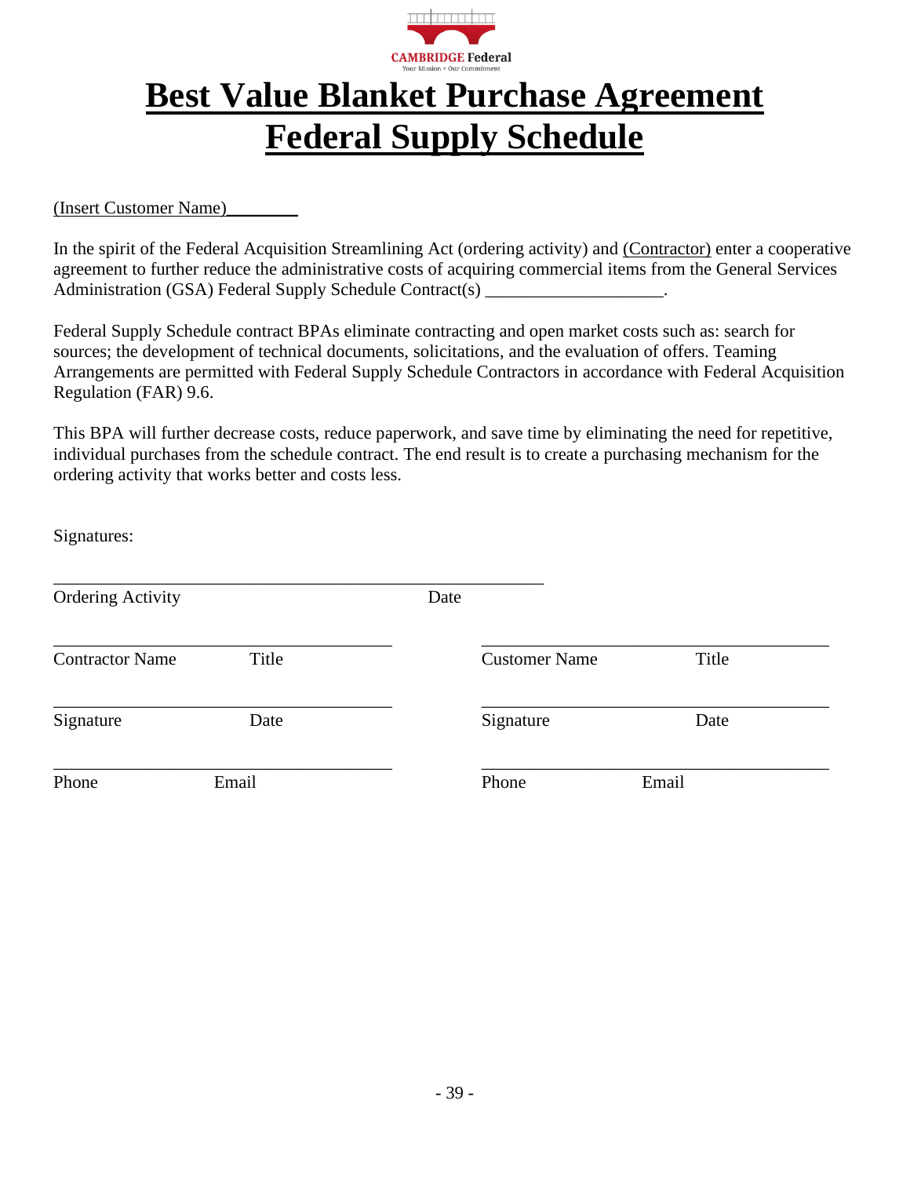# Best Value Blanket Purchase Agreement Federal Supply Schedule

(Insert Customer Name)________

In the spirit of the Federal Acquisition Streamlining Act (ordering activity) and (Contractor) enter a cooperative agreement to further reduce the administrative costs of acquiring commercial items from the General Services Administration (GSA) Federal Supply Schedule Contract(s) ____________________.

Federal Supply Schedule contract BPAs eliminate contracting and open market costs such as: search for sources; the development of technical documents, solicitations, and the evaluation of offers. Teaming Arrangements are permitted with Federal Supply Schedule Contractors in accordance with Federal Acquisition Regulation (FAR) 9.6.

This BPA will further decrease costs, reduce paperwork, and save time by eliminating the need for repetitive, individual purchases from the schedule contract. The end result is to create a purchasing mechanism for the ordering activity that works better and costs less.

Signatures:

_________________________________________________________

Ordering Activity                                        Date

_______________________________________          _______________________________________

Contractor Name          Title                                   Customer Name          Title

_______________________________________          _______________________________________

Signature          Date                                              Signature          Date

_______________________________________          _______________________________________

Phone          Email                                                  Phone          Email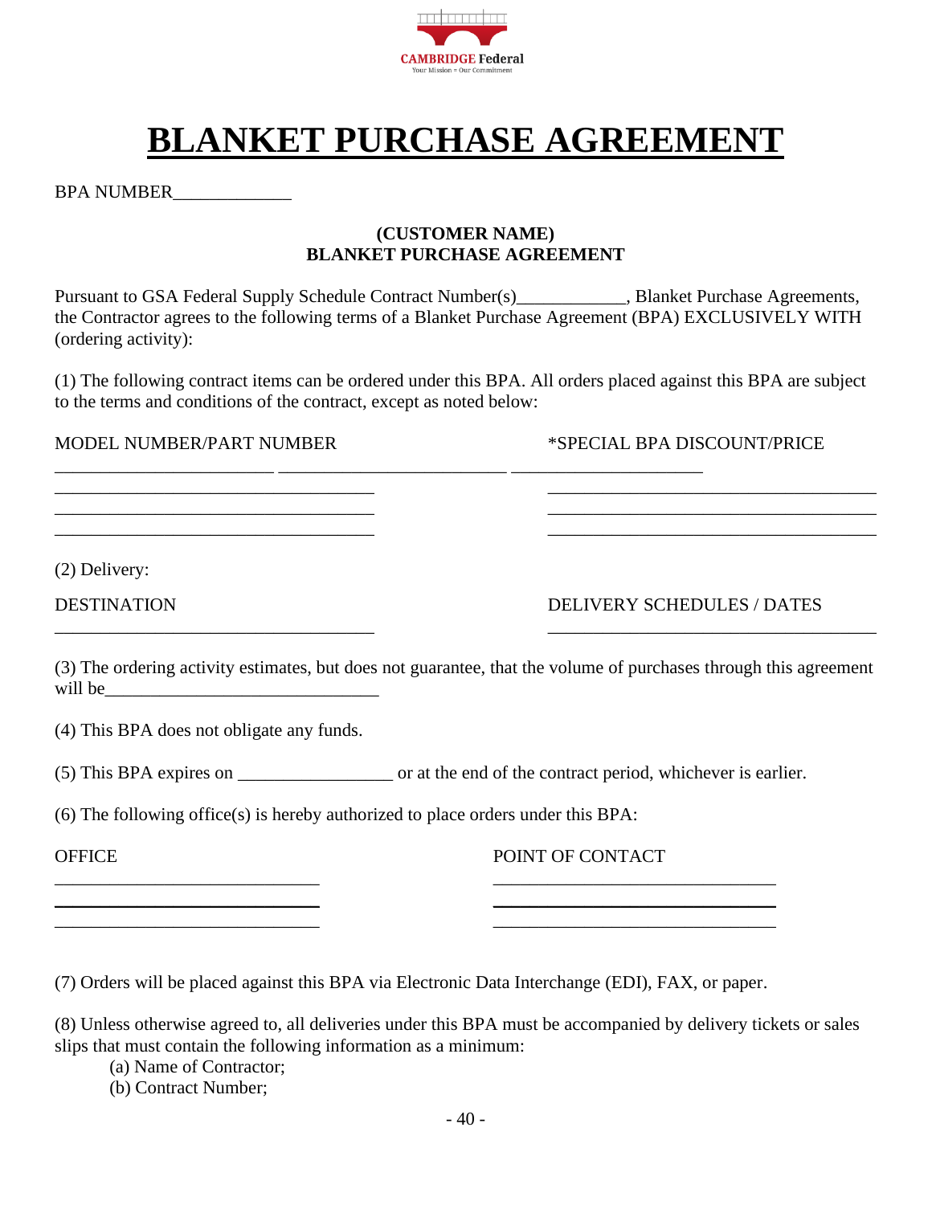# BLANKET PURCHASE AGREEMENT

BPA NUMBER_____________

**(CUSTOMER NAME)**
**BLANKET PURCHASE AGREEMENT**

Pursuant to GSA Federal Supply Schedule Contract Number(s)____________, Blanket Purchase Agreements, the Contractor agrees to the following terms of a Blanket Purchase Agreement (BPA) EXCLUSIVELY WITH (ordering activity):

(1) The following contract items can be ordered under this BPA. All orders placed against this BPA are subject to the terms and conditions of the contract, except as noted below:

| MODEL NUMBER/PART NUMBER | *SPECIAL BPA DISCOUNT/PRICE |
|---|---|
| ____________________ | ____________________ |
| ____________________ | ____________________ |
| ____________________ | ____________________ |
| ____________________ | ____________________ |

(2) Delivery:

| DESTINATION | DELIVERY SCHEDULES / DATES |
|---|---|
| ____________________ | ____________________ |

(3) The ordering activity estimates, but does not guarantee, that the volume of purchases through this agreement will be______________________________

(4) This BPA does not obligate any funds.

(5) This BPA expires on _________________ or at the end of the contract period, whichever is earlier.

(6) The following office(s) is hereby authorized to place orders under this BPA:

| OFFICE | POINT OF CONTACT |
|---|---|
| ____________________ | ____________________ |
| ____________________ | ____________________ |
| ____________________ | ____________________ |

(7) Orders will be placed against this BPA via Electronic Data Interchange (EDI), FAX, or paper.

(8) Unless otherwise agreed to, all deliveries under this BPA must be accompanied by delivery tickets or sales slips that must contain the following information as a minimum:

(a) Name of Contractor;
(b) Contract Number;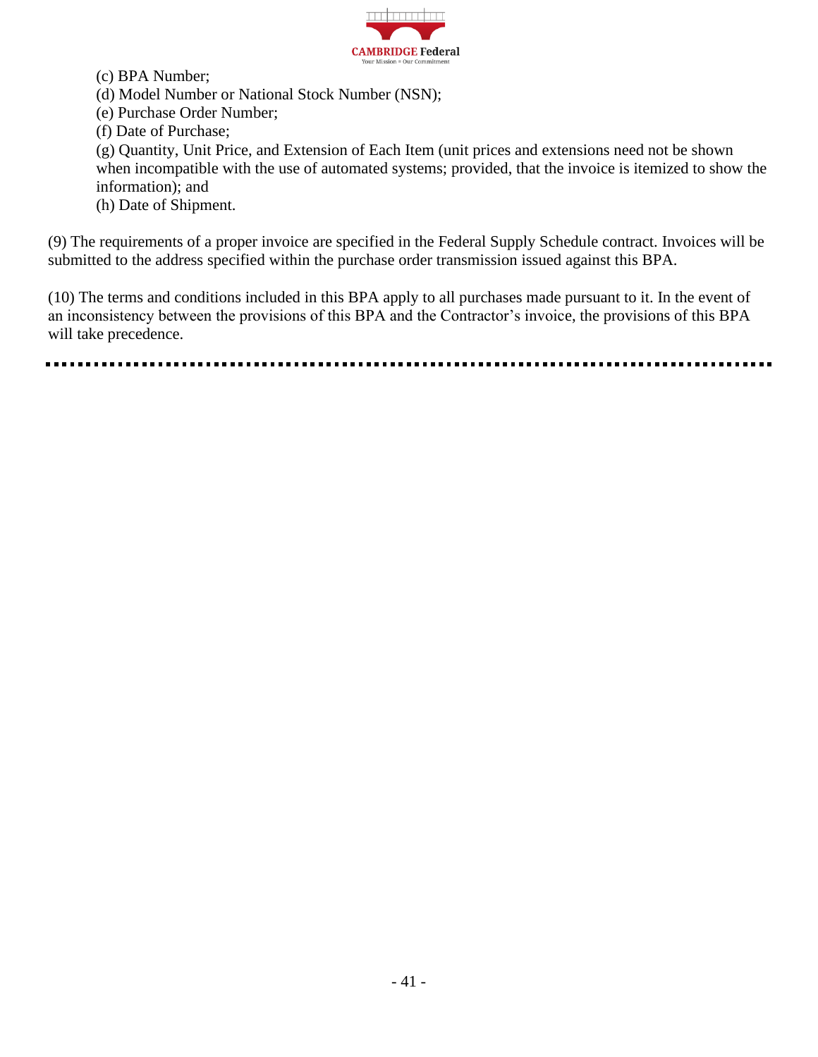(c) BPA Number;
(d) Model Number or National Stock Number (NSN);
(e) Purchase Order Number;
(f) Date of Purchase;
(g) Quantity, Unit Price, and Extension of Each Item (unit prices and extensions need not be shown when incompatible with the use of automated systems; provided, that the invoice is itemized to show the information); and
(h) Date of Shipment.

(9) The requirements of a proper invoice are specified in the Federal Supply Schedule contract. Invoices will be submitted to the address specified within the purchase order transmission issued against this BPA.

(10) The terms and conditions included in this BPA apply to all purchases made pursuant to it. In the event of an inconsistency between the provisions of this BPA and the Contractor's invoice, the provisions of this BPA will take precedence.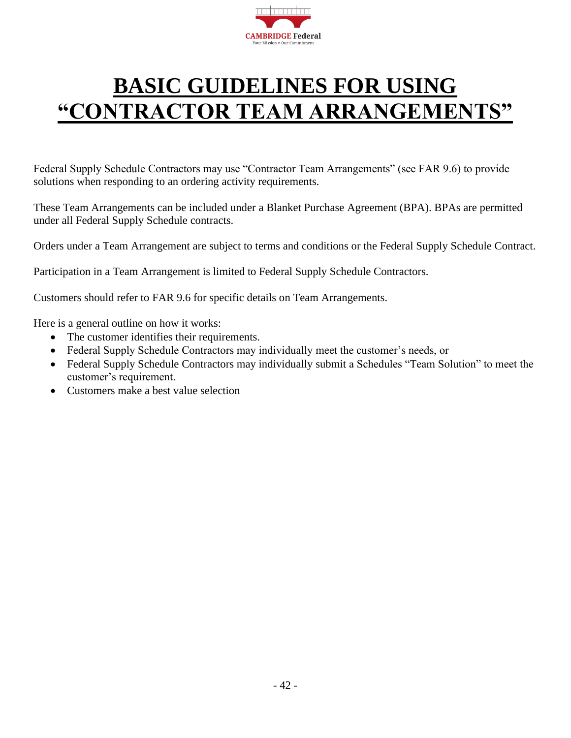# BASIC GUIDELINES FOR USING "CONTRACTOR TEAM ARRANGEMENTS"

Federal Supply Schedule Contractors may use "Contractor Team Arrangements" (see FAR 9.6) to provide solutions when responding to an ordering activity requirements.

These Team Arrangements can be included under a Blanket Purchase Agreement (BPA). BPAs are permitted under all Federal Supply Schedule contracts.

Orders under a Team Arrangement are subject to terms and conditions or the Federal Supply Schedule Contract.

Participation in a Team Arrangement is limited to Federal Supply Schedule Contractors.

Customers should refer to FAR 9.6 for specific details on Team Arrangements.

Here is a general outline on how it works:

- The customer identifies their requirements.
- Federal Supply Schedule Contractors may individually meet the customer's needs, or
- Federal Supply Schedule Contractors may individually submit a Schedules "Team Solution" to meet the customer's requirement.
- Customers make a best value selection